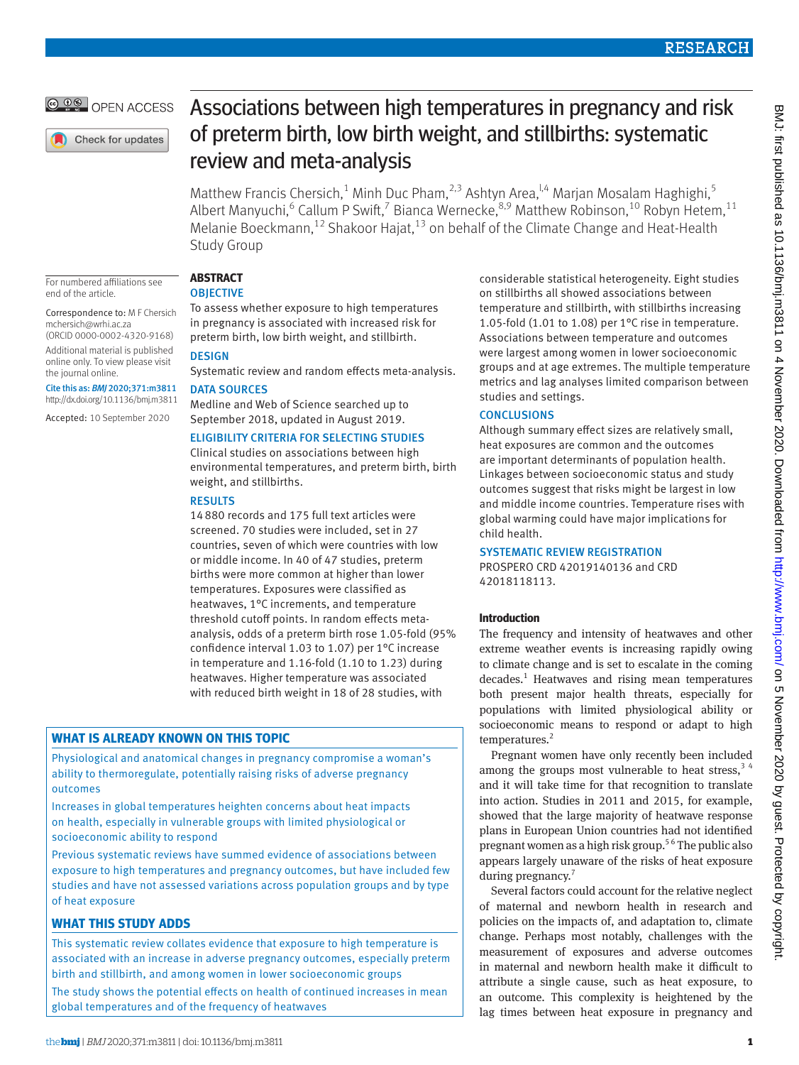# Associations between high temperatures in pregnancy and risk of preterm birth, low birth weight, and stillbirths: systematic review and meta-analysis

Matthew Francis Chersich,[1] Minh Duc Pham,[2,3] Ashtyn Area,[1,4] Marjan Mosalam Haghighi,[5] Albert Manyuchi,[6] Callum P Swift,[7] Bianca Wernecke,[8,9] Matthew Robinson,[10] Robyn Hetem,[11] Melanie Boeckmann,[12] Shakoor Hajat,[13] on behalf of the Climate Change and Heat-Health Study Group

For numbered affiliations see end of the article.

Correspondence to: M F Chersich mchersich@wrhi.ac.za (ORCID 0000-0002-4320-9168)

Additional material is published online only. To view please visit the journal online.

Cite this as: *BMJ* 2020;371:m3811 http://dx.doi.org/10.1136/bmj.m3811

Accepted: 10 September 2020

## ABSTRACT

### OBJECTIVE

To assess whether exposure to high temperatures in pregnancy is associated with increased risk for preterm birth, low birth weight, and stillbirth.

### DESIGN

Systematic review and random effects meta-analysis.

### DATA SOURCES

Medline and Web of Science searched up to September 2018, updated in August 2019.

### ELIGIBILITY CRITERIA FOR SELECTING STUDIES

Clinical studies on associations between high environmental temperatures, and preterm birth, birth weight, and stillbirths.

### RESULTS

14 880 records and 175 full text articles were screened. 70 studies were included, set in 27 countries, seven of which were countries with low or middle income. In 40 of 47 studies, preterm births were more common at higher than lower temperatures. Exposures were classified as heatwaves, 1°C increments, and temperature threshold cutoff points. In random effects meta-analysis, odds of a preterm birth rose 1.05-fold (95% confidence interval 1.03 to 1.07) per 1°C increase in temperature and 1.16-fold (1.10 to 1.23) during heatwaves. Higher temperature was associated with reduced birth weight in 18 of 28 studies, with considerable statistical heterogeneity. Eight studies on stillbirths all showed associations between temperature and stillbirth, with stillbirths increasing 1.05-fold (1.01 to 1.08) per 1°C rise in temperature. Associations between temperature and outcomes were largest among women in lower socioeconomic groups and at age extremes. The multiple temperature metrics and lag analyses limited comparison between studies and settings.

### CONCLUSIONS

Although summary effect sizes are relatively small, heat exposures are common and the outcomes are important determinants of population health. Linkages between socioeconomic status and study outcomes suggest that risks might be largest in low and middle income countries. Temperature rises with global warming could have major implications for child health.

### SYSTEMATIC REVIEW REGISTRATION

PROSPERO CRD 42019140136 and CRD 42018118113.

### WHAT IS ALREADY KNOWN ON THIS TOPIC

Physiological and anatomical changes in pregnancy compromise a woman's ability to thermoregulate, potentially raising risks of adverse pregnancy outcomes

Increases in global temperatures heighten concerns about heat impacts on health, especially in vulnerable groups with limited physiological or socioeconomic ability to respond

Previous systematic reviews have summed evidence of associations between exposure to high temperatures and pregnancy outcomes, but have included few studies and have not assessed variations across population groups and by type of heat exposure

### WHAT THIS STUDY ADDS

This systematic review collates evidence that exposure to high temperature is associated with an increase in adverse pregnancy outcomes, especially preterm birth and stillbirth, and among women in lower socioeconomic groups

The study shows the potential effects on health of continued increases in mean global temperatures and of the frequency of heatwaves

## Introduction

The frequency and intensity of heatwaves and other extreme weather events is increasing rapidly owing to climate change and is set to escalate in the coming decades.[1] Heatwaves and rising mean temperatures both present major health threats, especially for populations with limited physiological ability or socioeconomic means to respond or adapt to high temperatures.[2]

Pregnant women have only recently been included among the groups most vulnerable to heat stress,[3 4] and it will take time for that recognition to translate into action. Studies in 2011 and 2015, for example, showed that the large majority of heatwave response plans in European Union countries had not identified pregnant women as a high risk group.[5 6] The public also appears largely unaware of the risks of heat exposure during pregnancy.[7]

Several factors could account for the relative neglect of maternal and newborn health in research and policies on the impacts of, and adaptation to, climate change. Perhaps most notably, challenges with the measurement of exposures and adverse outcomes in maternal and newborn health make it difficult to attribute a single cause, such as heat exposure, to an outcome. This complexity is heightened by the lag times between heat exposure in pregnancy and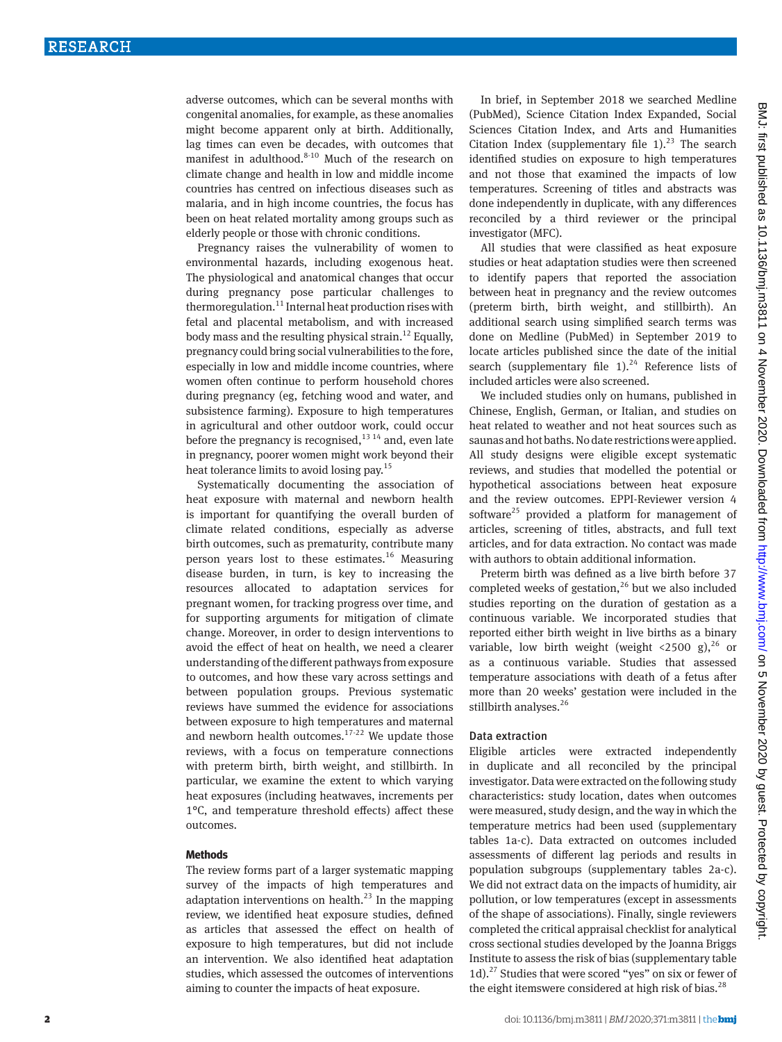adverse outcomes, which can be several months with congenital anomalies, for example, as these anomalies might become apparent only at birth. Additionally, lag times can even be decades, with outcomes that manifest in adulthood.[8-10] Much of the research on climate change and health in low and middle income countries has centred on infectious diseases such as malaria, and in high income countries, the focus has been on heat related mortality among groups such as elderly people or those with chronic conditions.

Pregnancy raises the vulnerability of women to environmental hazards, including exogenous heat. The physiological and anatomical changes that occur during pregnancy pose particular challenges to thermoregulation.[11] Internal heat production rises with fetal and placental metabolism, and with increased body mass and the resulting physical strain.[12] Equally, pregnancy could bring social vulnerabilities to the fore, especially in low and middle income countries, where women often continue to perform household chores during pregnancy (eg, fetching wood and water, and subsistence farming). Exposure to high temperatures in agricultural and other outdoor work, could occur before the pregnancy is recognised,[13 14] and, even late in pregnancy, poorer women might work beyond their heat tolerance limits to avoid losing pay.[15]

Systematically documenting the association of heat exposure with maternal and newborn health is important for quantifying the overall burden of climate related conditions, especially as adverse birth outcomes, such as prematurity, contribute many person years lost to these estimates.[16] Measuring disease burden, in turn, is key to increasing the resources allocated to adaptation services for pregnant women, for tracking progress over time, and for supporting arguments for mitigation of climate change. Moreover, in order to design interventions to avoid the effect of heat on health, we need a clearer understanding of the different pathways from exposure to outcomes, and how these vary across settings and between population groups. Previous systematic reviews have summed the evidence for associations between exposure to high temperatures and maternal and newborn health outcomes.[17-22] We update those reviews, with a focus on temperature connections with preterm birth, birth weight, and stillbirth. In particular, we examine the extent to which varying heat exposures (including heatwaves, increments per 1°C, and temperature threshold effects) affect these outcomes.

## Methods

The review forms part of a larger systematic mapping survey of the impacts of high temperatures and adaptation interventions on health.[23] In the mapping review, we identified heat exposure studies, defined as articles that assessed the effect on health of exposure to high temperatures, but did not include an intervention. We also identified heat adaptation studies, which assessed the outcomes of interventions aiming to counter the impacts of heat exposure.

In brief, in September 2018 we searched Medline (PubMed), Science Citation Index Expanded, Social Sciences Citation Index, and Arts and Humanities Citation Index (supplementary file 1).[23] The search identified studies on exposure to high temperatures and not those that examined the impacts of low temperatures. Screening of titles and abstracts was done independently in duplicate, with any differences reconciled by a third reviewer or the principal investigator (MFC).

All studies that were classified as heat exposure studies or heat adaptation studies were then screened to identify papers that reported the association between heat in pregnancy and the review outcomes (preterm birth, birth weight, and stillbirth). An additional search using simplified search terms was done on Medline (PubMed) in September 2019 to locate articles published since the date of the initial search (supplementary file 1).[24] Reference lists of included articles were also screened.

We included studies only on humans, published in Chinese, English, German, or Italian, and studies on heat related to weather and not heat sources such as saunas and hot baths. No date restrictions were applied. All study designs were eligible except systematic reviews, and studies that modelled the potential or hypothetical associations between heat exposure and the review outcomes. EPPI-Reviewer version 4 software[25] provided a platform for management of articles, screening of titles, abstracts, and full text articles, and for data extraction. No contact was made with authors to obtain additional information.

Preterm birth was defined as a live birth before 37 completed weeks of gestation,[26] but we also included studies reporting on the duration of gestation as a continuous variable. We incorporated studies that reported either birth weight in live births as a binary variable, low birth weight (weight <2500 g),[26] or as a continuous variable. Studies that assessed temperature associations with death of a fetus after more than 20 weeks' gestation were included in the stillbirth analyses.[26]

### Data extraction

Eligible articles were extracted independently in duplicate and all reconciled by the principal investigator. Data were extracted on the following study characteristics: study location, dates when outcomes were measured, study design, and the way in which the temperature metrics had been used (supplementary tables 1a-c). Data extracted on outcomes included assessments of different lag periods and results in population subgroups (supplementary tables 2a-c). We did not extract data on the impacts of humidity, air pollution, or low temperatures (except in assessments of the shape of associations). Finally, single reviewers completed the critical appraisal checklist for analytical cross sectional studies developed by the Joanna Briggs Institute to assess the risk of bias (supplementary table 1d).[27] Studies that were scored "yes" on six or fewer of the eight itemswere considered at high risk of bias.[28]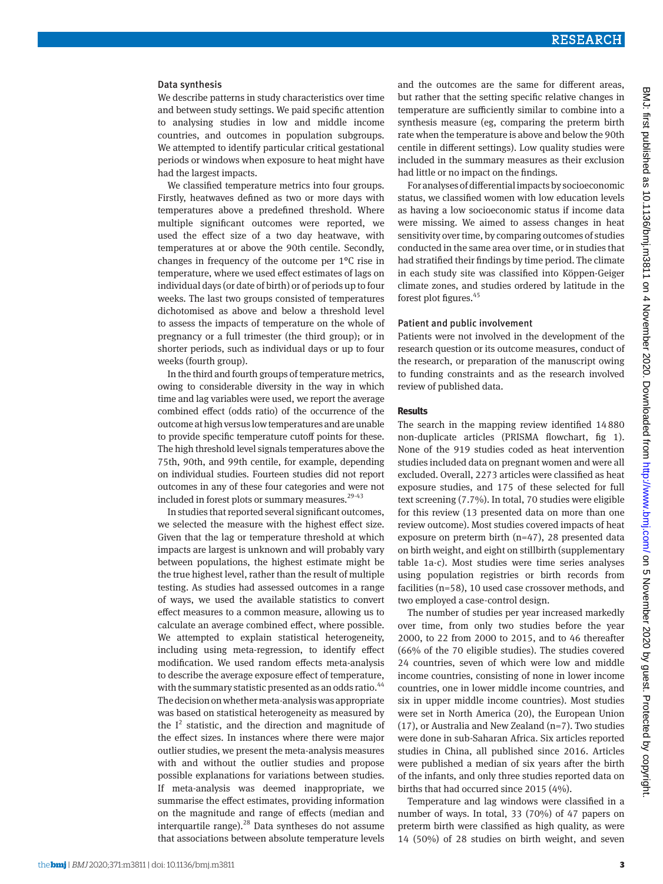### Data synthesis

We describe patterns in study characteristics over time and between study settings. We paid specific attention to analysing studies in low and middle income countries, and outcomes in population subgroups. We attempted to identify particular critical gestational periods or windows when exposure to heat might have had the largest impacts.

We classified temperature metrics into four groups. Firstly, heatwaves defined as two or more days with temperatures above a predefined threshold. Where multiple significant outcomes were reported, we used the effect size of a two day heatwave, with temperatures at or above the 90th centile. Secondly, changes in frequency of the outcome per 1°C rise in temperature, where we used effect estimates of lags on individual days (or date of birth) or of periods up to four weeks. The last two groups consisted of temperatures dichotomised as above and below a threshold level to assess the impacts of temperature on the whole of pregnancy or a full trimester (the third group); or in shorter periods, such as individual days or up to four weeks (fourth group).

In the third and fourth groups of temperature metrics, owing to considerable diversity in the way in which time and lag variables were used, we report the average combined effect (odds ratio) of the occurrence of the outcome at high versus low temperatures and are unable to provide specific temperature cutoff points for these. The high threshold level signals temperatures above the 75th, 90th, and 99th centile, for example, depending on individual studies. Fourteen studies did not report outcomes in any of these four categories and were not included in forest plots or summary measures.[29-43]

In studies that reported several significant outcomes, we selected the measure with the highest effect size. Given that the lag or temperature threshold at which impacts are largest is unknown and will probably vary between populations, the highest estimate might be the true highest level, rather than the result of multiple testing. As studies had assessed outcomes in a range of ways, we used the available statistics to convert effect measures to a common measure, allowing us to calculate an average combined effect, where possible. We attempted to explain statistical heterogeneity, including using meta-regression, to identify effect modification. We used random effects meta-analysis to describe the average exposure effect of temperature, with the summary statistic presented as an odds ratio.[44] The decision on whether meta-analysis was appropriate was based on statistical heterogeneity as measured by the $I^2$ statistic, and the direction and magnitude of the effect sizes. In instances where there were major outlier studies, we present the meta-analysis measures with and without the outlier studies and propose possible explanations for variations between studies. If meta-analysis was deemed inappropriate, we summarise the effect estimates, providing information on the magnitude and range of effects (median and interquartile range).[28] Data syntheses do not assume that associations between absolute temperature levels and the outcomes are the same for different areas, but rather that the setting specific relative changes in temperature are sufficiently similar to combine into a synthesis measure (eg, comparing the preterm birth rate when the temperature is above and below the 90th centile in different settings). Low quality studies were included in the summary measures as their exclusion had little or no impact on the findings.

For analyses of differential impacts by socioeconomic status, we classified women with low education levels as having a low socioeconomic status if income data were missing. We aimed to assess changes in heat sensitivity over time, by comparing outcomes of studies conducted in the same area over time, or in studies that had stratified their findings by time period. The climate in each study site was classified into Köppen-Geiger climate zones, and studies ordered by latitude in the forest plot figures.[45]

### Patient and public involvement

Patients were not involved in the development of the research question or its outcome measures, conduct of the research, or preparation of the manuscript owing to funding constraints and as the research involved review of published data.

## Results

The search in the mapping review identified 14 880 non-duplicate articles (PRISMA flowchart, fig 1). None of the 919 studies coded as heat intervention studies included data on pregnant women and were all excluded. Overall, 2273 articles were classified as heat exposure studies, and 175 of these selected for full text screening (7.7%). In total, 70 studies were eligible for this review (13 presented data on more than one review outcome). Most studies covered impacts of heat exposure on preterm birth (n=47), 28 presented data on birth weight, and eight on stillbirth (supplementary table 1a-c). Most studies were time series analyses using population registries or birth records from facilities (n=58), 10 used case crossover methods, and two employed a case-control design.

The number of studies per year increased markedly over time, from only two studies before the year 2000, to 22 from 2000 to 2015, and to 46 thereafter (66% of the 70 eligible studies). The studies covered 24 countries, seven of which were low and middle income countries, consisting of none in lower income countries, one in lower middle income countries, and six in upper middle income countries). Most studies were set in North America (20), the European Union (17), or Australia and New Zealand (n=7). Two studies were done in sub-Saharan Africa. Six articles reported studies in China, all published since 2016. Articles were published a median of six years after the birth of the infants, and only three studies reported data on births that had occurred since 2015 (4%).

Temperature and lag windows were classified in a number of ways. In total, 33 (70%) of 47 papers on preterm birth were classified as high quality, as were 14 (50%) of 28 studies on birth weight, and seven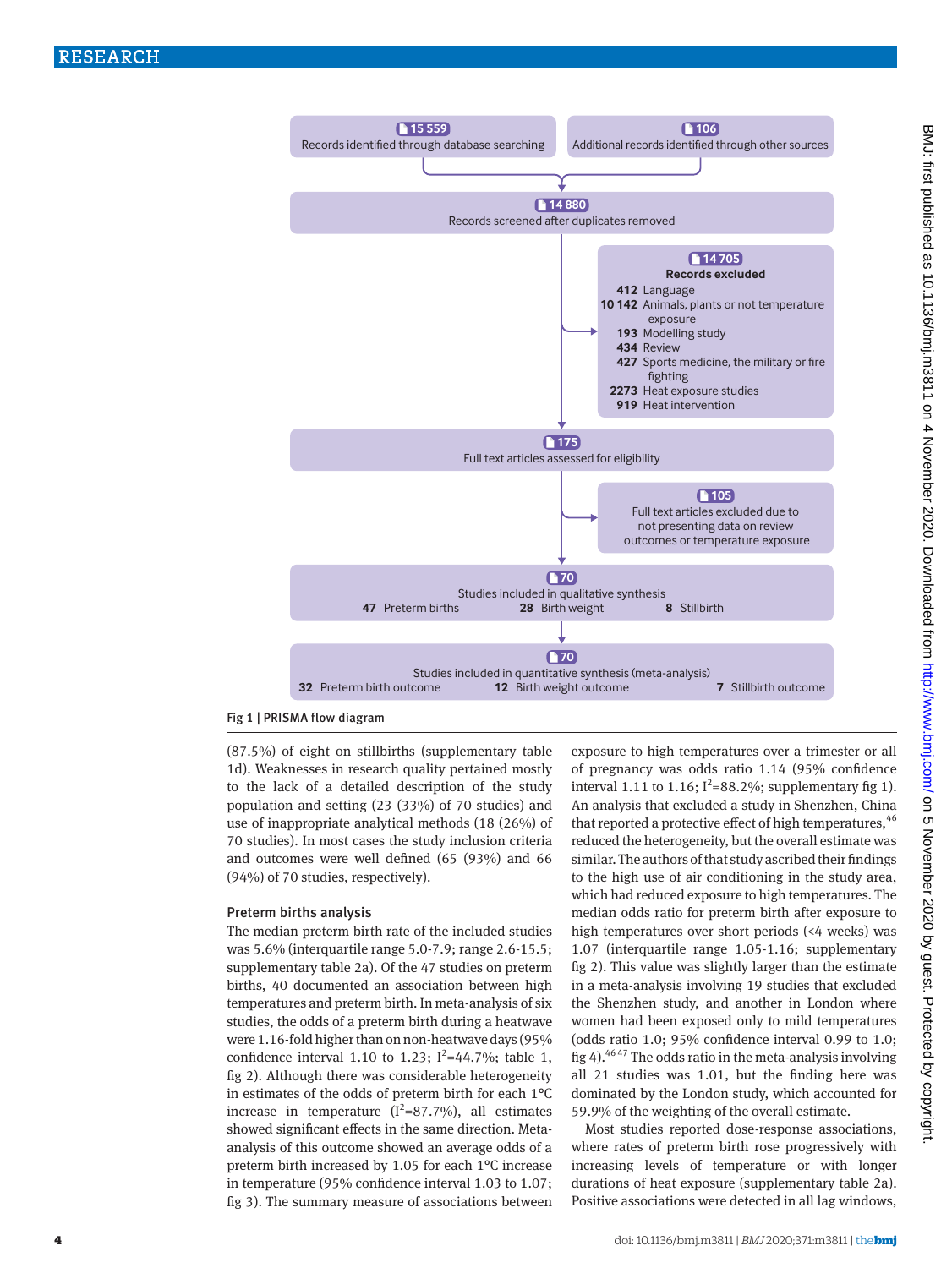15 559 Records identified through database searching

106 Additional records identified through other sources

14 880 Records screened after duplicates removed

14 705 Records excluded
- 412 Language
- 10 142 Animals, plants or not temperature exposure
- 193 Modelling study
- 434 Review
- 427 Sports medicine, the military or fire fighting
- 2273 Heat exposure studies
- 919 Heat intervention

175 Full text articles assessed for eligibility

105 Full text articles excluded due to not presenting data on review outcomes or temperature exposure

70 Studies included in qualitative synthesis
- 47 Preterm births
- 28 Birth weight
- 8 Stillbirth

70 Studies included in quantitative synthesis (meta-analysis)
- 32 Preterm birth outcome
- 12 Birth weight outcome
- 7 Stillbirth outcome

Fig 1 | PRISMA flow diagram

(87.5%) of eight on stillbirths (supplementary table 1d). Weaknesses in research quality pertained mostly to the lack of a detailed description of the study population and setting (23 (33%) of 70 studies) and use of inappropriate analytical methods (18 (26%) of 70 studies). In most cases the study inclusion criteria and outcomes were well defined (65 (93%) and 66 (94%) of 70 studies, respectively).

### Preterm births analysis

The median preterm birth rate of the included studies was 5.6% (interquartile range 5.0-7.9; range 2.6-15.5; supplementary table 2a). Of the 47 studies on preterm births, 40 documented an association between high temperatures and preterm birth. In meta-analysis of six studies, the odds of a preterm birth during a heatwave were 1.16-fold higher than on non-heatwave days (95% confidence interval 1.10 to 1.23; $I^2$=44.7%; table 1, fig 2). Although there was considerable heterogeneity in estimates of the odds of preterm birth for each 1°C increase in temperature ($I^2$=87.7%), all estimates showed significant effects in the same direction. Meta-analysis of this outcome showed an average odds of a preterm birth increased by 1.05 for each 1°C increase in temperature (95% confidence interval 1.03 to 1.07; fig 3). The summary measure of associations between exposure to high temperatures over a trimester or all of pregnancy was odds ratio 1.14 (95% confidence interval 1.11 to 1.16; $I^2$=88.2%; supplementary fig 1). An analysis that excluded a study in Shenzhen, China that reported a protective effect of high temperatures,[46] reduced the heterogeneity, but the overall estimate was similar. The authors of that study ascribed their findings to the high use of air conditioning in the study area, which had reduced exposure to high temperatures. The median odds ratio for preterm birth after exposure to high temperatures over short periods (<4 weeks) was 1.07 (interquartile range 1.05-1.16; supplementary fig 2). This value was slightly larger than the estimate in a meta-analysis involving 19 studies that excluded the Shenzhen study, and another in London where women had been exposed only to mild temperatures (odds ratio 1.0; 95% confidence interval 0.99 to 1.0; fig 4).[46 47] The odds ratio in the meta-analysis involving all 21 studies was 1.01, but the finding here was dominated by the London study, which accounted for 59.9% of the weighting of the overall estimate.

Most studies reported dose-response associations, where rates of preterm birth rose progressively with increasing levels of temperature or with longer durations of heat exposure (supplementary table 2a). Positive associations were detected in all lag windows,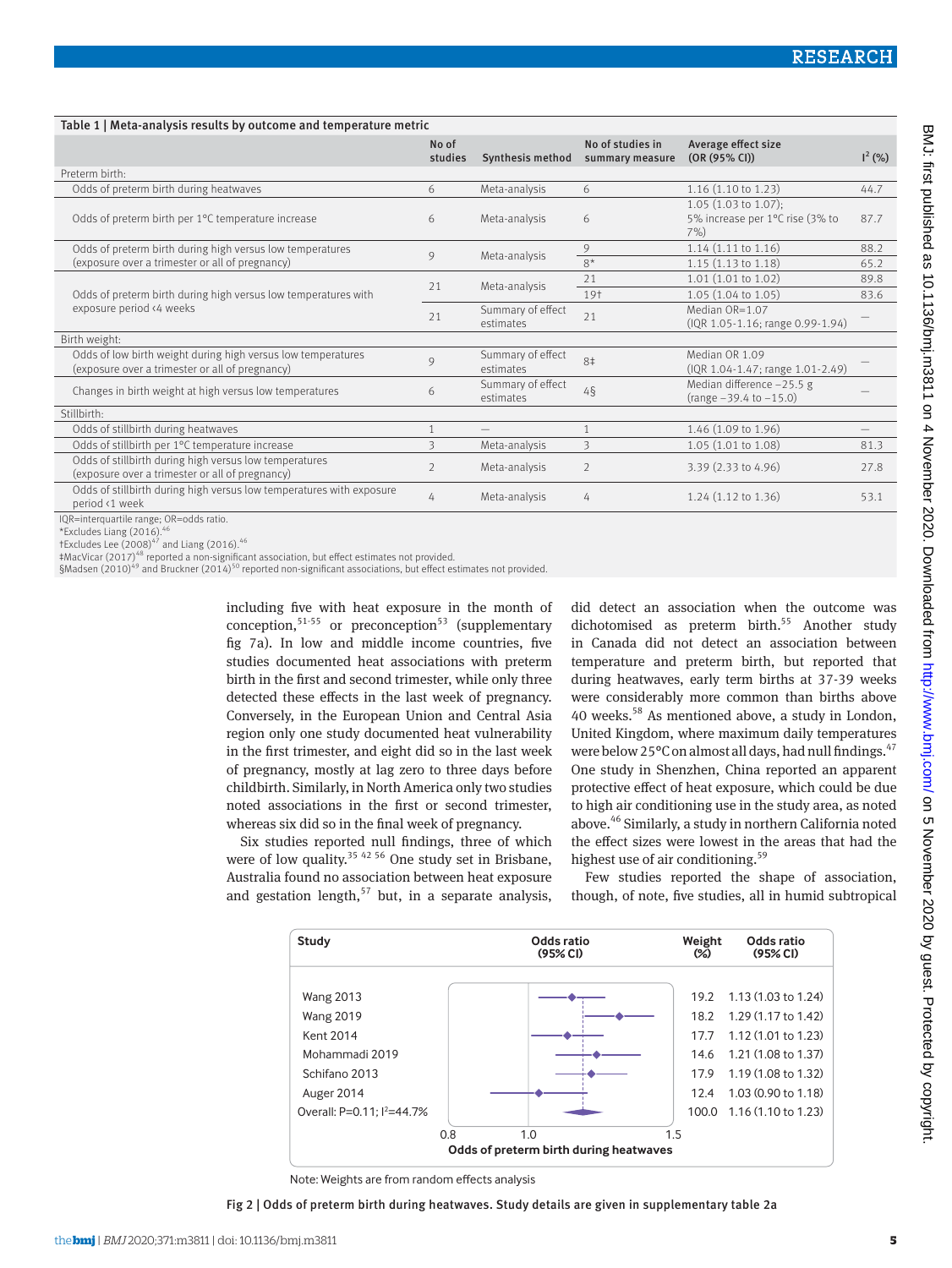Table 1 | Meta-analysis results by outcome and temperature metric

| | No of studies | Synthesis method | No of studies in summary measure | Average effect size (OR (95% CI)) | $I^2$ (%) |
|---|---|---|---|---|---|
| Preterm birth: | | | | | |
| Odds of preterm birth during heatwaves | 6 | Meta-analysis | 6 | 1.16 (1.10 to 1.23) | 44.7 |
| Odds of preterm birth per 1°C temperature increase | 6 | Meta-analysis | 6 | 1.05 (1.03 to 1.07); 5% increase per 1°C rise (3% to 7%) | 87.7 |
| Odds of preterm birth during high versus low temperatures (exposure over a trimester or all of pregnancy) | 9 | Meta-analysis | 9 | 1.14 (1.11 to 1.16) | 88.2 |
| | | | 8* | 1.15 (1.13 to 1.18) | 65.2 |
| Odds of preterm birth during high versus low temperatures with exposure period <4 weeks | 21 | Meta-analysis | 21 | 1.01 (1.01 to 1.02) | 89.8 |
| | | | 19† | 1.05 (1.04 to 1.05) | 83.6 |
| | 21 | Summary of effect estimates | 21 | Median OR=1.07 (IQR 1.05-1.16; range 0.99-1.94) | — |
| Birth weight: | | | | | |
| Odds of low birth weight during high versus low temperatures (exposure over a trimester or all of pregnancy) | 9 | Summary of effect estimates | 8‡ | Median OR 1.09 (IQR 1.04-1.47; range 1.01-2.49) | — |
| Changes in birth weight at high versus low temperatures | 6 | Summary of effect estimates | 4§ | Median difference −25.5 g (range −39.4 to −15.0) | — |
| Stillbirth: | | | | | |
| Odds of stillbirth during heatwaves | 1 | — | 1 | 1.46 (1.09 to 1.96) | — |
| Odds of stillbirth per 1°C temperature increase | 3 | Meta-analysis | 3 | 1.05 (1.01 to 1.08) | 81.3 |
| Odds of stillbirth during high versus low temperatures (exposure over a trimester or all of pregnancy) | 2 | Meta-analysis | 2 | 3.39 (2.33 to 4.96) | 27.8 |
| Odds of stillbirth during high versus low temperatures with exposure period <1 week | 4 | Meta-analysis | 4 | 1.24 (1.12 to 1.36) | 53.1 |

IQR=interquartile range; OR=odds ratio.
*Excludes Liang (2016).[46]
†Excludes Lee (2008)[47] and Liang (2016).[46]
‡MacVicar (2017)[48] reported a non-significant association, but effect estimates not provided.
§Madsen (2010)[49] and Bruckner (2014)[50] reported non-significant associations, but effect estimates not provided.

including five with heat exposure in the month of conception,[51-55] or preconception[53] (supplementary fig 7a). In low and middle income countries, five studies documented heat associations with preterm birth in the first and second trimester, while only three detected these effects in the last week of pregnancy. Conversely, in the European Union and Central Asia region only one study documented heat vulnerability in the first trimester, and eight did so in the last week of pregnancy, mostly at lag zero to three days before childbirth. Similarly, in North America only two studies noted associations in the first or second trimester, whereas six did so in the final week of pregnancy.

Six studies reported null findings, three of which were of low quality.[35 42 56] One study set in Brisbane, Australia found no association between heat exposure and gestation length,[57] but, in a separate analysis, did detect an association when the outcome was dichotomised as preterm birth.[55] Another study in Canada did not detect an association between temperature and preterm birth, but reported that during heatwaves, early term births at 37-39 weeks were considerably more common than births above 40 weeks.[58] As mentioned above, a study in London, United Kingdom, where maximum daily temperatures were below 25°C on almost all days, had null findings.[47] One study in Shenzhen, China reported an apparent protective effect of heat exposure, which could be due to high air conditioning use in the study area, as noted above.[46] Similarly, a study in northern California noted the effect sizes were lowest in the areas that had the highest use of air conditioning.[59]

Few studies reported the shape of association, though, of note, five studies, all in humid subtropical

| Study | Weight (%) | Odds ratio (95% CI) |
|---|---|---|
| Wang 2013 | 19.2 | 1.13 (1.03 to 1.24) |
| Wang 2019 | 18.2 | 1.29 (1.17 to 1.42) |
| Kent 2014 | 17.7 | 1.12 (1.01 to 1.23) |
| Mohammadi 2019 | 14.6 | 1.21 (1.08 to 1.37) |
| Schifano 2013 | 17.9 | 1.19 (1.08 to 1.32) |
| Auger 2014 | 12.4 | 1.03 (0.90 to 1.18) |
| Overall: P=0.11; $I^2$=44.7% | 100.0 | 1.16 (1.10 to 1.23) |

Odds of preterm birth during heatwaves

Note: Weights are from random effects analysis

Fig 2 | Odds of preterm birth during heatwaves. Study details are given in supplementary table 2a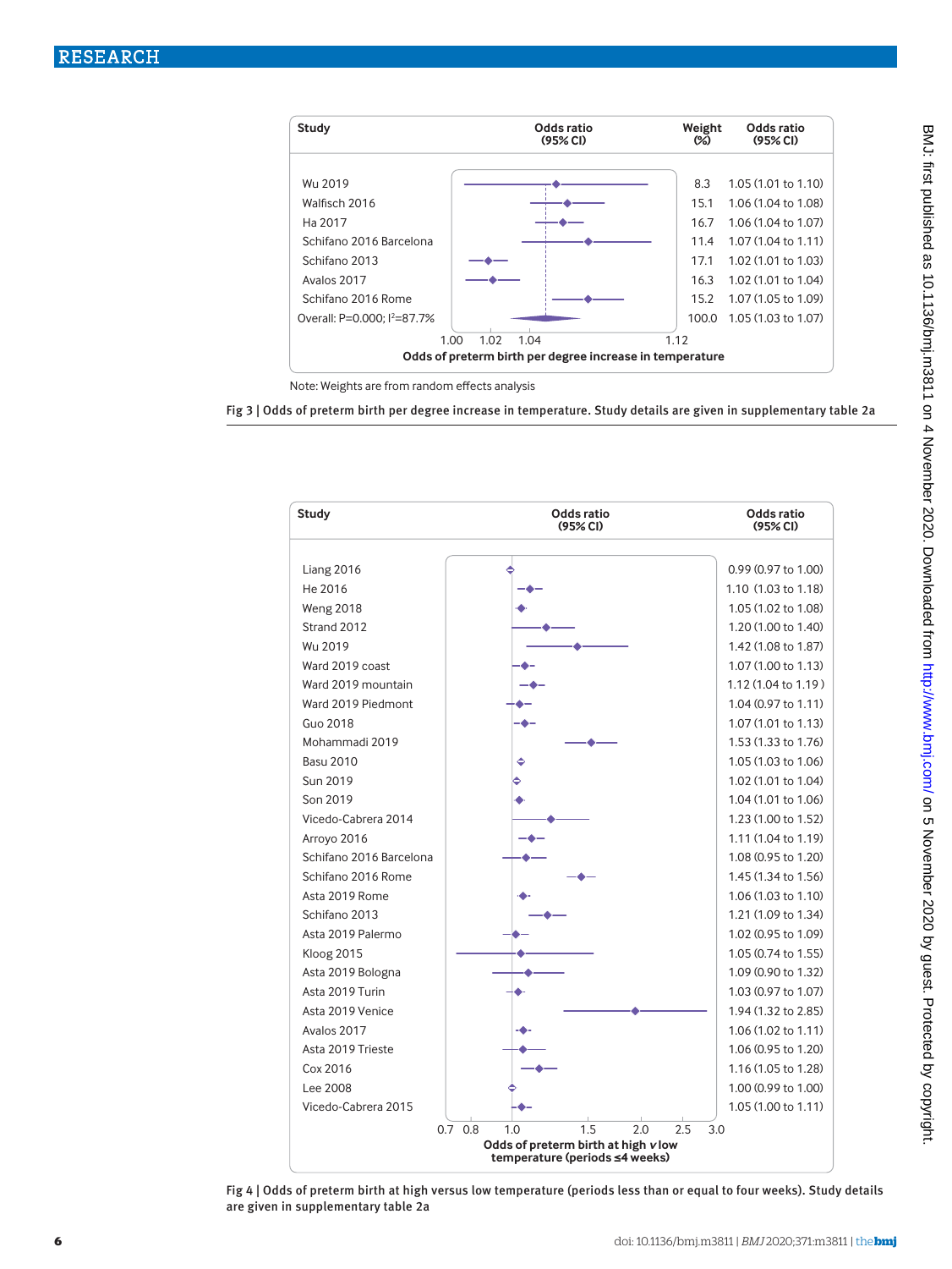| Study | Weight (%) | Odds ratio (95% CI) |
|---|---|---|
| Wu 2019 | 8.3 | 1.05 (1.01 to 1.10) |
| Walfisch 2016 | 15.1 | 1.06 (1.04 to 1.08) |
| Ha 2017 | 16.7 | 1.06 (1.04 to 1.07) |
| Schifano 2016 Barcelona | 11.4 | 1.07 (1.04 to 1.11) |
| Schifano 2013 | 17.1 | 1.02 (1.01 to 1.03) |
| Avalos 2017 | 16.3 | 1.02 (1.01 to 1.04) |
| Schifano 2016 Rome | 15.2 | 1.07 (1.05 to 1.09) |
| Overall: P=0.000; $I^2$=87.7% | 100.0 | 1.05 (1.03 to 1.07) |

Odds of preterm birth per degree increase in temperature

Note: Weights are from random effects analysis

Fig 3 | Odds of preterm birth per degree increase in temperature. Study details are given in supplementary table 2a

| Study | Odds ratio (95% CI) |
|---|---|
| Liang 2016 | 0.99 (0.97 to 1.00) |
| He 2016 | 1.10 (1.03 to 1.18) |
| Weng 2018 | 1.05 (1.02 to 1.08) |
| Strand 2012 | 1.20 (1.00 to 1.40) |
| Wu 2019 | 1.42 (1.08 to 1.87) |
| Ward 2019 coast | 1.07 (1.00 to 1.13) |
| Ward 2019 mountain | 1.12 (1.04 to 1.19) |
| Ward 2019 Piedmont | 1.04 (0.97 to 1.11) |
| Guo 2018 | 1.07 (1.01 to 1.13) |
| Mohammadi 2019 | 1.53 (1.33 to 1.76) |
| Basu 2010 | 1.05 (1.03 to 1.06) |
| Sun 2019 | 1.02 (1.01 to 1.04) |
| Son 2019 | 1.04 (1.01 to 1.06) |
| Vicedo-Cabrera 2014 | 1.23 (1.00 to 1.52) |
| Arroyo 2016 | 1.11 (1.04 to 1.19) |
| Schifano 2016 Barcelona | 1.08 (0.95 to 1.20) |
| Schifano 2016 Rome | 1.45 (1.34 to 1.56) |
| Asta 2019 Rome | 1.06 (1.03 to 1.10) |
| Schifano 2013 | 1.21 (1.09 to 1.34) |
| Asta 2019 Palermo | 1.02 (0.95 to 1.09) |
| Kloog 2015 | 1.05 (0.74 to 1.55) |
| Asta 2019 Bologna | 1.09 (0.90 to 1.32) |
| Asta 2019 Turin | 1.03 (0.97 to 1.07) |
| Asta 2019 Venice | 1.94 (1.32 to 2.85) |
| Avalos 2017 | 1.06 (1.02 to 1.11) |
| Asta 2019 Trieste | 1.06 (0.95 to 1.20) |
| Cox 2016 | 1.16 (1.05 to 1.28) |
| Lee 2008 | 1.00 (0.99 to 1.00) |
| Vicedo-Cabrera 2015 | 1.05 (1.00 to 1.11) |

Odds of preterm birth at high *v* low temperature (periods ≤4 weeks)

Fig 4 | Odds of preterm birth at high versus low temperature (periods less than or equal to four weeks). Study details are given in supplementary table 2a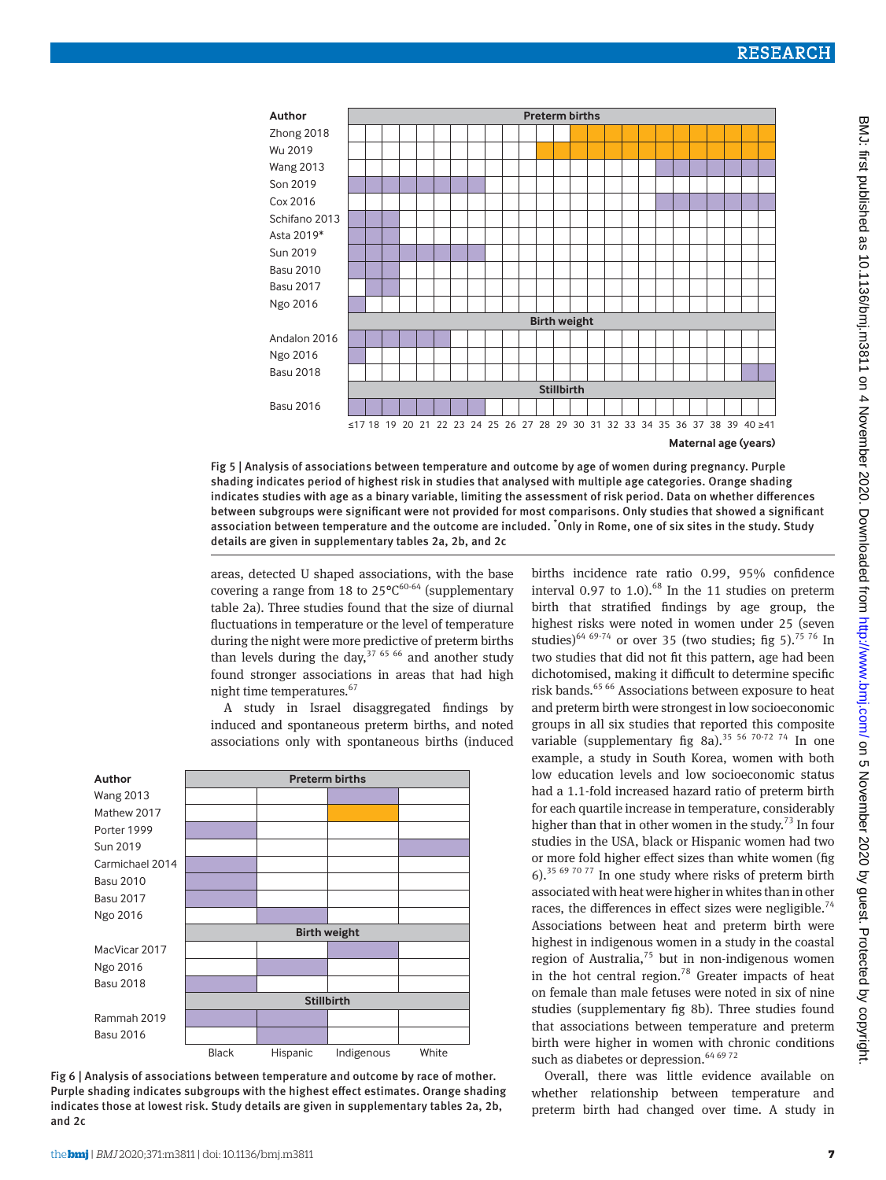| Author | Outcome | Shaded maternal age (years) | Shading |
|---|---|---|---|
| Zhong 2018 | Preterm births | 30 to ≥41 | Orange |
| Wu 2019 | Preterm births | 28 to ≥41 | Orange |
| Wang 2013 | Preterm births | 35 to ≥41 | Purple |
| Son 2019 | Preterm births | ≤17 to 24 | Purple |
| Cox 2016 | Preterm births | 35 to ≥41 | Purple |
| Schifano 2013 | Preterm births | ≤17 to 19 | Purple |
| Asta 2019* | Preterm births | ≤17 to 19 | Purple |
| Sun 2019 | Preterm births | ≤17 to 24 | Purple |
| Basu 2010 | Preterm births | ≤17 to 19 | Purple |
| Basu 2017 | Preterm births | 18 to 19 | Purple |
| Ngo 2016 | Preterm births | ≤17 | Purple |
| Andalon 2016 | Birth weight | ≤17 to 22 | Purple |
| Ngo 2016 | Birth weight | ≤17 | Purple |
| Basu 2018 | Birth weight | 40 to ≥41 | Purple |
| Basu 2016 | Stillbirth | ≤17 to 24 | Purple |

Fig 5 | Analysis of associations between temperature and outcome by age of women during pregnancy. Purple shading indicates period of highest risk in studies that analysed with multiple age categories. Orange shading indicates studies with age as a binary variable, limiting the assessment of risk period. Data on whether differences between subgroups were significant were not provided for most comparisons. Only studies that showed a significant association between temperature and the outcome are included. *Only in Rome, one of six sites in the study. Study details are given in supplementary tables 2a, 2b, and 2c

areas, detected U shaped associations, with the base covering a range from 18 to 25°C[60-64] (supplementary table 2a). Three studies found that the size of diurnal fluctuations in temperature or the level of temperature during the night were more predictive of preterm births than levels during the day,[37 65 66] and another study found stronger associations in areas that had high night time temperatures.[67]

A study in Israel disaggregated findings by induced and spontaneous preterm births, and noted associations only with spontaneous births (induced births incidence rate ratio 0.99, 95% confidence interval 0.97 to 1.0).[68] In the 11 studies on preterm birth that stratified findings by age group, the highest risks were noted in women under 25 (seven studies)[64 69-74] or over 35 (two studies; fig 5).[75 76] In two studies that did not fit this pattern, age had been dichotomised, making it difficult to determine specific risk bands.[65 66] Associations between exposure to heat and preterm birth were strongest in low socioeconomic groups in all six studies that reported this composite variable (supplementary fig 8a).[35 56 70-72 74] In one example, a study in South Korea, women with both low education levels and low socioeconomic status had a 1.1-fold increased hazard ratio of preterm birth for each quartile increase in temperature, considerably higher than that in other women in the study.[73] In four studies in the USA, black or Hispanic women had two or more fold higher effect sizes than white women (fig 6).[35 69 70 77] In one study where risks of preterm birth associated with heat were higher in whites than in other races, the differences in effect sizes were negligible.[74] Associations between heat and preterm birth were highest in indigenous women in a study in the coastal region of Australia,[75] but in non-indigenous women in the hot central region.[78] Greater impacts of heat on female than male fetuses were noted in six of nine studies (supplementary fig 8b). Three studies found that associations between temperature and preterm birth were higher in women with chronic conditions such as diabetes or depression.[64 69 72]

| Author | Black | Hispanic | Indigenous | White |
|---|---|---|---|---|
| **Preterm births** | | | | |
| Wang 2013 | | | Purple | |
| Mathew 2017 | | | Orange | |
| Porter 1999 | Purple | | | |
| Sun 2019 | | | | Purple |
| Carmichael 2014 | Purple | | | |
| Basu 2010 | Purple | | | |
| Basu 2017 | Purple | | | |
| Ngo 2016 | | Purple | | |
| **Birth weight** | | | | |
| MacVicar 2017 | | | Purple | |
| Ngo 2016 | | Purple | | |
| Basu 2018 | Purple | | | |
| **Stillbirth** | | | | |
| Rammah 2019 | Purple | Purple | | |
| Basu 2016 | | Purple | | |

Fig 6 | Analysis of associations between temperature and outcome by race of mother. Purple shading indicates subgroups with the highest effect estimates. Orange shading indicates those at lowest risk. Study details are given in supplementary tables 2a, 2b, and 2c

Overall, there was little evidence available on whether relationship between temperature and preterm birth had changed over time. A study in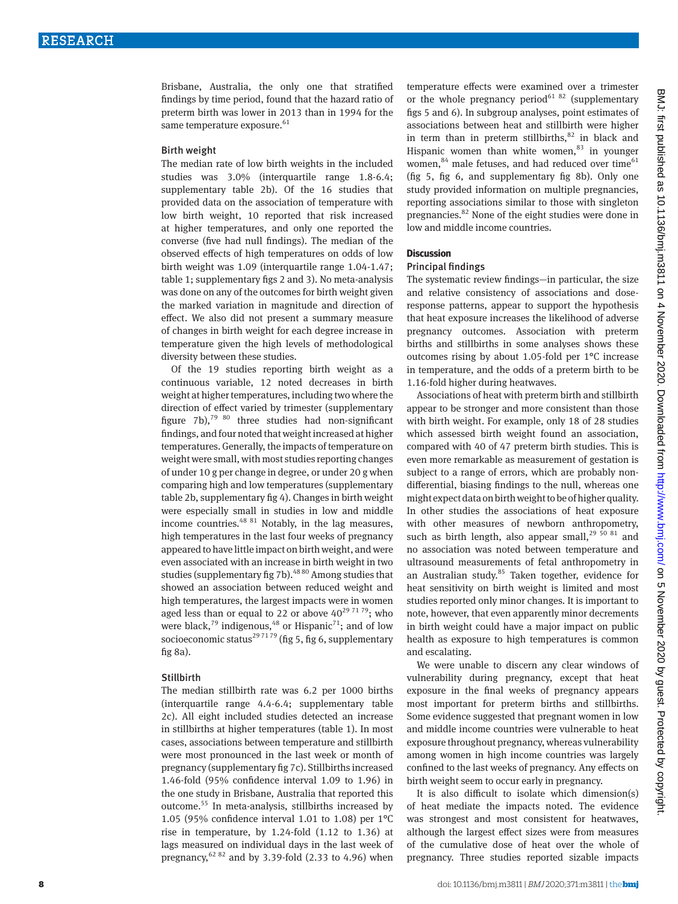Brisbane, Australia, the only one that stratified findings by time period, found that the hazard ratio of preterm birth was lower in 2013 than in 1994 for the same temperature exposure.[61]

### Birth weight

The median rate of low birth weights in the included studies was 3.0% (interquartile range 1.8-6.4; supplementary table 2b). Of the 16 studies that provided data on the association of temperature with low birth weight, 10 reported that risk increased at higher temperatures, and only one reported the converse (five had null findings). The median of the observed effects of high temperatures on odds of low birth weight was 1.09 (interquartile range 1.04-1.47; table 1; supplementary figs 2 and 3). No meta-analysis was done on any of the outcomes for birth weight given the marked variation in magnitude and direction of effect. We also did not present a summary measure of changes in birth weight for each degree increase in temperature given the high levels of methodological diversity between these studies.

Of the 19 studies reporting birth weight as a continuous variable, 12 noted decreases in birth weight at higher temperatures, including two where the direction of effect varied by trimester (supplementary figure 7b),[79 80] three studies had non-significant findings, and four noted that weight increased at higher temperatures. Generally, the impacts of temperature on weight were small, with most studies reporting changes of under 10 g per change in degree, or under 20 g when comparing high and low temperatures (supplementary table 2b, supplementary fig 4). Changes in birth weight were especially small in studies in low and middle income countries.[48 81] Notably, in the lag measures, high temperatures in the last four weeks of pregnancy appeared to have little impact on birth weight, and were even associated with an increase in birth weight in two studies (supplementary fig 7b).[48 80] Among studies that showed an association between reduced weight and high temperatures, the largest impacts were in women aged less than or equal to 22 or above 40[29 71 79]; who were black,[79] indigenous,[48] or Hispanic[71]; and of low socioeconomic status[29 71 79] (fig 5, fig 6, supplementary fig 8a).

### Stillbirth

The median stillbirth rate was 6.2 per 1000 births (interquartile range 4.4-6.4; supplementary table 2c). All eight included studies detected an increase in stillbirths at higher temperatures (table 1). In most cases, associations between temperature and stillbirth were most pronounced in the last week or month of pregnancy (supplementary fig 7c). Stillbirths increased 1.46-fold (95% confidence interval 1.09 to 1.96) in the one study in Brisbane, Australia that reported this outcome.[55] In meta-analysis, stillbirths increased by 1.05 (95% confidence interval 1.01 to 1.08) per 1°C rise in temperature, by 1.24-fold (1.12 to 1.36) at lags measured on individual days in the last week of pregnancy,[62 82] and by 3.39-fold (2.33 to 4.96) when temperature effects were examined over a trimester or the whole pregnancy period[61 82] (supplementary figs 5 and 6). In subgroup analyses, point estimates of associations between heat and stillbirth were higher in term than in preterm stillbirths,[82] in black and Hispanic women than white women,[83] in younger women,[84] male fetuses, and had reduced over time[61] (fig 5, fig 6, and supplementary fig 8b). Only one study provided information on multiple pregnancies, reporting associations similar to those with singleton pregnancies.[82] None of the eight studies were done in low and middle income countries.

## Discussion

### Principal findings

The systematic review findings—in particular, the size and relative consistency of associations and dose-response patterns, appear to support the hypothesis that heat exposure increases the likelihood of adverse pregnancy outcomes. Association with preterm births and stillbirths in some analyses shows these outcomes rising by about 1.05-fold per 1°C increase in temperature, and the odds of a preterm birth to be 1.16-fold higher during heatwaves.

Associations of heat with preterm birth and stillbirth appear to be stronger and more consistent than those with birth weight. For example, only 18 of 28 studies which assessed birth weight found an association, compared with 40 of 47 preterm birth studies. This is even more remarkable as measurement of gestation is subject to a range of errors, which are probably non-differential, biasing findings to the null, whereas one might expect data on birth weight to be of higher quality. In other studies the associations of heat exposure with other measures of newborn anthropometry, such as birth length, also appear small,[29 50 81] and no association was noted between temperature and ultrasound measurements of fetal anthropometry in an Australian study.[85] Taken together, evidence for heat sensitivity on birth weight is limited and most studies reported only minor changes. It is important to note, however, that even apparently minor decrements in birth weight could have a major impact on public health as exposure to high temperatures is common and escalating.

We were unable to discern any clear windows of vulnerability during pregnancy, except that heat exposure in the final weeks of pregnancy appears most important for preterm births and stillbirths. Some evidence suggested that pregnant women in low and middle income countries were vulnerable to heat exposure throughout pregnancy, whereas vulnerability among women in high income countries was largely confined to the last weeks of pregnancy. Any effects on birth weight seem to occur early in pregnancy.

It is also difficult to isolate which dimension(s) of heat mediate the impacts noted. The evidence was strongest and most consistent for heatwaves, although the largest effect sizes were from measures of the cumulative dose of heat over the whole of pregnancy. Three studies reported sizable impacts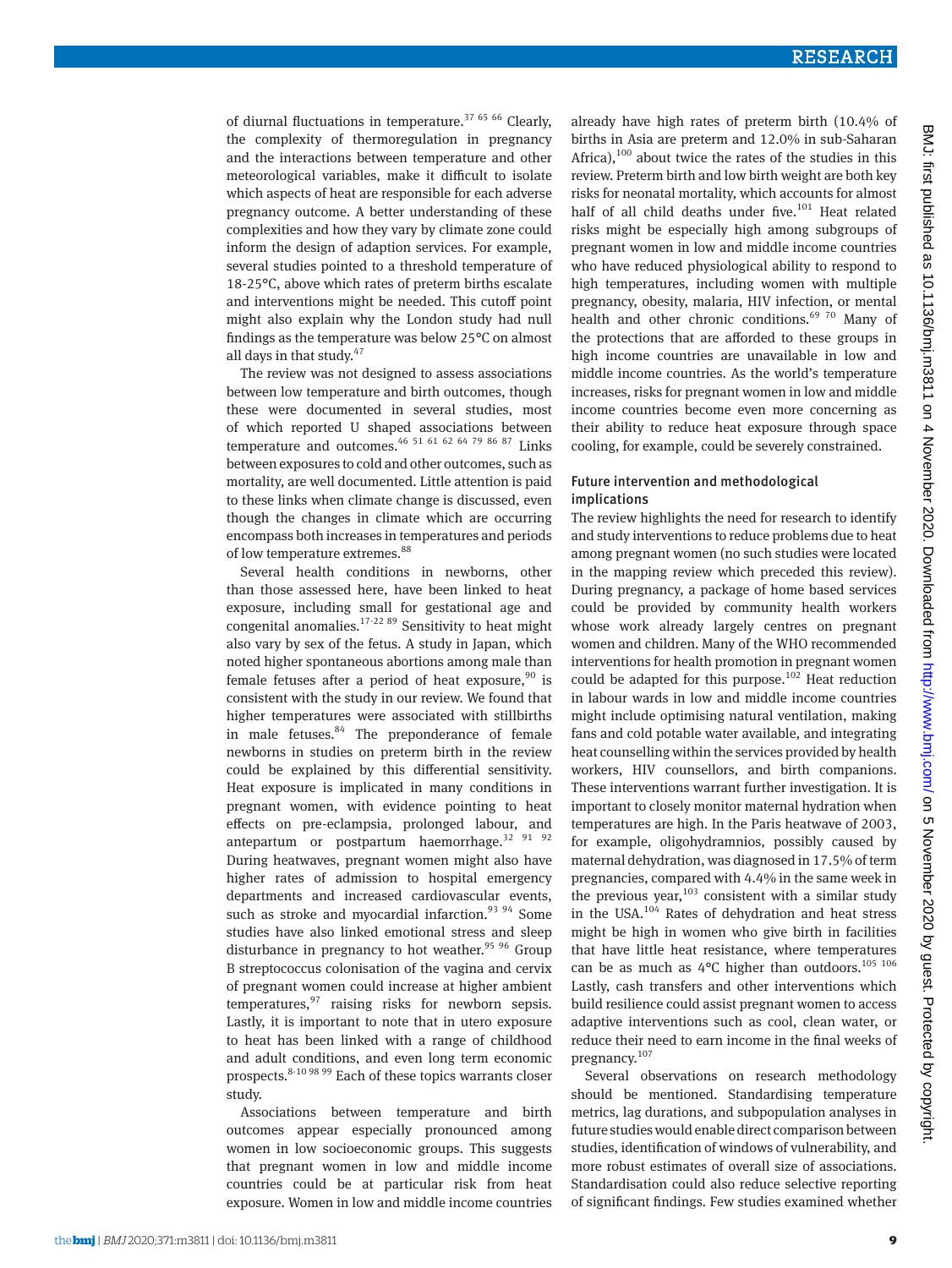of diurnal fluctuations in temperature.[37 65 66] Clearly, the complexity of thermoregulation in pregnancy and the interactions between temperature and other meteorological variables, make it difficult to isolate which aspects of heat are responsible for each adverse pregnancy outcome. A better understanding of these complexities and how they vary by climate zone could inform the design of adaption services. For example, several studies pointed to a threshold temperature of 18-25°C, above which rates of preterm births escalate and interventions might be needed. This cutoff point might also explain why the London study had null findings as the temperature was below 25°C on almost all days in that study.[47]

The review was not designed to assess associations between low temperature and birth outcomes, though these were documented in several studies, most of which reported U shaped associations between temperature and outcomes.[46 51 61 62 64 79 86 87] Links between exposures to cold and other outcomes, such as mortality, are well documented. Little attention is paid to these links when climate change is discussed, even though the changes in climate which are occurring encompass both increases in temperatures and periods of low temperature extremes.[88]

Several health conditions in newborns, other than those assessed here, have been linked to heat exposure, including small for gestational age and congenital anomalies.[17-22 89] Sensitivity to heat might also vary by sex of the fetus. A study in Japan, which noted higher spontaneous abortions among male than female fetuses after a period of heat exposure,[90] is consistent with the study in our review. We found that higher temperatures were associated with stillbirths in male fetuses.[84] The preponderance of female newborns in studies on preterm birth in the review could be explained by this differential sensitivity. Heat exposure is implicated in many conditions in pregnant women, with evidence pointing to heat effects on pre-eclampsia, prolonged labour, and antepartum or postpartum haemorrhage.[32 91 92] During heatwaves, pregnant women might also have higher rates of admission to hospital emergency departments and increased cardiovascular events, such as stroke and myocardial infarction.[93 94] Some studies have also linked emotional stress and sleep disturbance in pregnancy to hot weather.[95 96] Group B streptococcus colonisation of the vagina and cervix of pregnant women could increase at higher ambient temperatures,[97] raising risks for newborn sepsis. Lastly, it is important to note that in utero exposure to heat has been linked with a range of childhood and adult conditions, and even long term economic prospects.[8-10 98 99] Each of these topics warrants closer study.

Associations between temperature and birth outcomes appear especially pronounced among women in low socioeconomic groups. This suggests that pregnant women in low and middle income countries could be at particular risk from heat exposure. Women in low and middle income countries already have high rates of preterm birth (10.4% of births in Asia are preterm and 12.0% in sub-Saharan Africa),[100] about twice the rates of the studies in this review. Preterm birth and low birth weight are both key risks for neonatal mortality, which accounts for almost half of all child deaths under five.[101] Heat related risks might be especially high among subgroups of pregnant women in low and middle income countries who have reduced physiological ability to respond to high temperatures, including women with multiple pregnancy, obesity, malaria, HIV infection, or mental health and other chronic conditions.[69 70] Many of the protections that are afforded to these groups in high income countries are unavailable in low and middle income countries. As the world's temperature increases, risks for pregnant women in low and middle income countries become even more concerning as their ability to reduce heat exposure through space cooling, for example, could be severely constrained.

### Future intervention and methodological implications

The review highlights the need for research to identify and study interventions to reduce problems due to heat among pregnant women (no such studies were located in the mapping review which preceded this review). During pregnancy, a package of home based services could be provided by community health workers whose work already largely centres on pregnant women and children. Many of the WHO recommended interventions for health promotion in pregnant women could be adapted for this purpose.[102] Heat reduction in labour wards in low and middle income countries might include optimising natural ventilation, making fans and cold potable water available, and integrating heat counselling within the services provided by health workers, HIV counsellors, and birth companions. These interventions warrant further investigation. It is important to closely monitor maternal hydration when temperatures are high. In the Paris heatwave of 2003, for example, oligohydramnios, possibly caused by maternal dehydration, was diagnosed in 17.5% of term pregnancies, compared with 4.4% in the same week in the previous year,[103] consistent with a similar study in the USA.[104] Rates of dehydration and heat stress might be high in women who give birth in facilities that have little heat resistance, where temperatures can be as much as 4°C higher than outdoors.[105 106] Lastly, cash transfers and other interventions which build resilience could assist pregnant women to access adaptive interventions such as cool, clean water, or reduce their need to earn income in the final weeks of pregnancy.[107]

Several observations on research methodology should be mentioned. Standardising temperature metrics, lag durations, and subpopulation analyses in future studies would enable direct comparison between studies, identification of windows of vulnerability, and more robust estimates of overall size of associations. Standardisation could also reduce selective reporting of significant findings. Few studies examined whether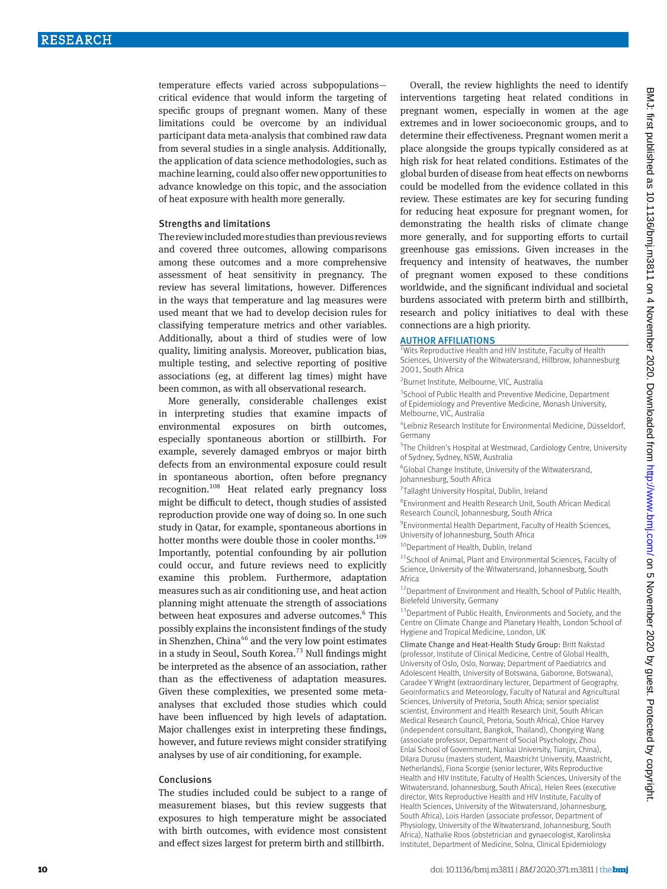temperature effects varied across subpopulations—critical evidence that would inform the targeting of specific groups of pregnant women. Many of these limitations could be overcome by an individual participant data meta-analysis that combined raw data from several studies in a single analysis. Additionally, the application of data science methodologies, such as machine learning, could also offer new opportunities to advance knowledge on this topic, and the association of heat exposure with health more generally.

### Strengths and limitations

The review included more studies than previous reviews and covered three outcomes, allowing comparisons among these outcomes and a more comprehensive assessment of heat sensitivity in pregnancy. The review has several limitations, however. Differences in the ways that temperature and lag measures were used meant that we had to develop decision rules for classifying temperature metrics and other variables. Additionally, about a third of studies were of low quality, limiting analysis. Moreover, publication bias, multiple testing, and selective reporting of positive associations (eg, at different lag times) might have been common, as with all observational research.

More generally, considerable challenges exist in interpreting studies that examine impacts of environmental exposures on birth outcomes, especially spontaneous abortion or stillbirth. For example, severely damaged embryos or major birth defects from an environmental exposure could result in spontaneous abortion, often before pregnancy recognition.[108] Heat related early pregnancy loss might be difficult to detect, though studies of assisted reproduction provide one way of doing so. In one such study in Qatar, for example, spontaneous abortions in hotter months were double those in cooler months.[109] Importantly, potential confounding by air pollution could occur, and future reviews need to explicitly examine this problem. Furthermore, adaptation measures such as air conditioning use, and heat action planning might attenuate the strength of associations between heat exposures and adverse outcomes.[6] This possibly explains the inconsistent findings of the study in Shenzhen, China[46] and the very low point estimates in a study in Seoul, South Korea.[73] Null findings might be interpreted as the absence of an association, rather than as the effectiveness of adaptation measures. Given these complexities, we presented some meta-analyses that excluded those studies which could have been influenced by high levels of adaptation. Major challenges exist in interpreting these findings, however, and future reviews might consider stratifying analyses by use of air conditioning, for example.

### Conclusions

The studies included could be subject to a range of measurement biases, but this review suggests that exposures to high temperature might be associated with birth outcomes, with evidence most consistent and effect sizes largest for preterm birth and stillbirth.

Overall, the review highlights the need to identify interventions targeting heat related conditions in pregnant women, especially in women at the age extremes and in lower socioeconomic groups, and to determine their effectiveness. Pregnant women merit a place alongside the groups typically considered as at high risk for heat related conditions. Estimates of the global burden of disease from heat effects on newborns could be modelled from the evidence collated in this review. These estimates are key for securing funding for reducing heat exposure for pregnant women, for demonstrating the health risks of climate change more generally, and for supporting efforts to curtail greenhouse gas emissions. Given increases in the frequency and intensity of heatwaves, the number of pregnant women exposed to these conditions worldwide, and the significant individual and societal burdens associated with preterm birth and stillbirth, research and policy initiatives to deal with these connections are a high priority.

### AUTHOR AFFILIATIONS

[1]Wits Reproductive Health and HIV Institute, Faculty of Health Sciences, University of the Witwatersrand, Hillbrow, Johannesburg 2001, South Africa

[2]Burnet Institute, Melbourne, VIC, Australia

[3]School of Public Health and Preventive Medicine, Department of Epidemiology and Preventive Medicine, Monash University, Melbourne, VIC, Australia

[4]Leibniz Research Institute for Environmental Medicine, Düsseldorf, Germany

[5]The Children's Hospital at Westmead, Cardiology Centre, University of Sydney, Sydney, NSW, Australia

[6]Global Change Institute, University of the Witwatersrand, Johannesburg, South Africa

[7]Tallaght University Hospital, Dublin, Ireland

[8]Environment and Health Research Unit, South African Medical Research Council, Johannesburg, South Africa

[9]Environmental Health Department, Faculty of Health Sciences, University of Johannesburg, South Africa

[10]Department of Health, Dublin, Ireland

[11]School of Animal, Plant and Environmental Sciences, Faculty of Science, University of the Witwatersrand, Johannesburg, South Africa

[12]Department of Environment and Health, School of Public Health, Bielefeld University, Germany

[13]Department of Public Health, Environments and Society, and the Centre on Climate Change and Planetary Health, London School of Hygiene and Tropical Medicine, London, UK

Climate Change and Heat-Health Study Group: Britt Nakstad (professor, Institute of Clinical Medicine, Centre of Global Health, University of Oslo, Oslo, Norway; Department of Paediatrics and Adolescent Health, University of Botswana, Gaborone, Botswana), Caradee Y Wright (extraordinary lecturer, Department of Geography, Geoinformatics and Meteorology, Faculty of Natural and Agricultural Sciences, University of Pretoria, South Africa; senior specialist scientist, Environment and Health Research Unit, South African Medical Research Council, Pretoria, South Africa), Chloe Harvey (independent consultant, Bangkok, Thailand), Chongying Wang (associate professor, Department of Social Psychology, Zhou Enlai School of Government, Nankai University, Tianjin, China), Dilara Durusu (masters student, Maastricht University, Maastricht, Netherlands), Fiona Scorgie (senior lecturer, Wits Reproductive Health and HIV Institute, Faculty of Health Sciences, University of the Witwatersrand, Johannesburg, South Africa), Helen Rees (executive director, Wits Reproductive Health and HIV Institute, Faculty of Health Sciences, University of the Witwatersrand, Johannesburg, South Africa), Lois Harden (associate professor, Department of Physiology, University of the Witwatersrand, Johannesburg, South Africa), Nathalie Roos (obstetrician and gynaecologist, Karolinska Institutet, Department of Medicine, Solna, Clinical Epidemiology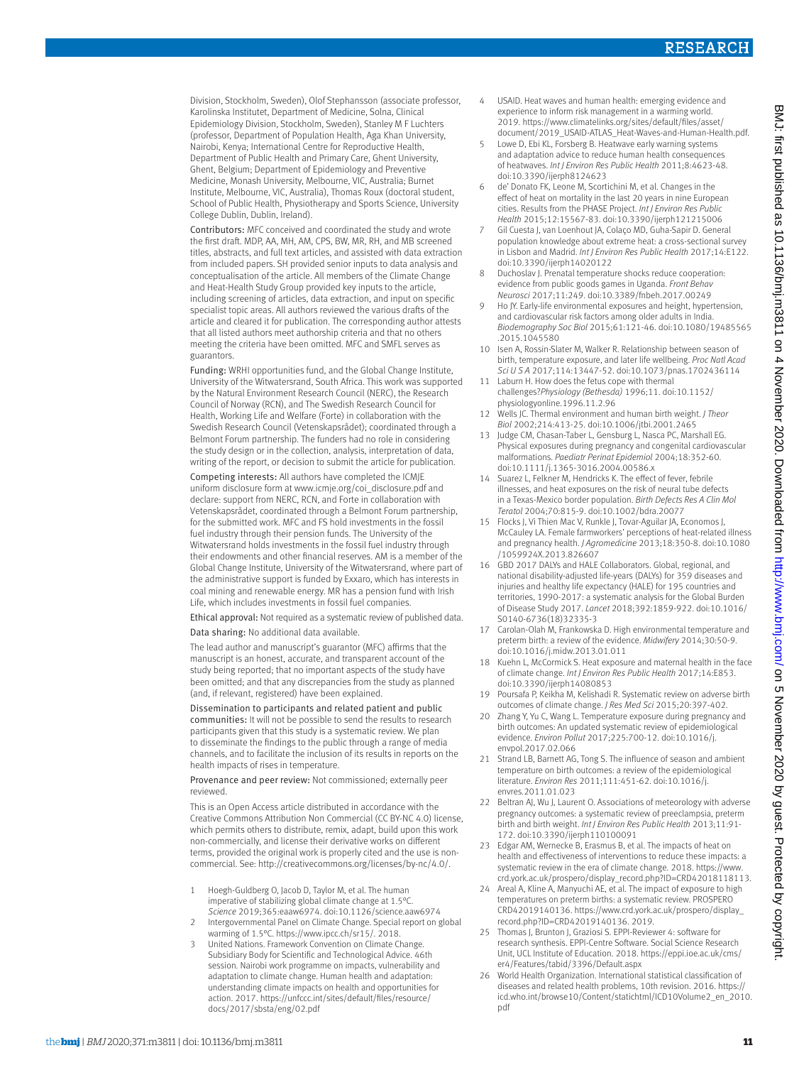Division, Stockholm, Sweden), Olof Stephansson (associate professor, Karolinska Institutet, Department of Medicine, Solna, Clinical Epidemiology Division, Stockholm, Sweden), Stanley M F Luchters (professor, Department of Population Health, Aga Khan University, Nairobi, Kenya; International Centre for Reproductive Health, Department of Public Health and Primary Care, Ghent University, Ghent, Belgium; Department of Epidemiology and Preventive Medicine, Monash University, Melbourne, VIC, Australia; Burnet Institute, Melbourne, VIC, Australia), Thomas Roux (doctoral student, School of Public Health, Physiotherapy and Sports Science, University College Dublin, Dublin, Ireland).

Contributors: MFC conceived and coordinated the study and wrote the first draft. MDP, AA, MH, AM, CPS, BW, MR, RH, and MB screened titles, abstracts, and full text articles, and assisted with data extraction from included papers. SH provided senior inputs to data analysis and conceptualisation of the article. All members of the Climate Change and Heat-Health Study Group provided key inputs to the article, including screening of articles, data extraction, and input on specific specialist topic areas. All authors reviewed the various drafts of the article and cleared it for publication. The corresponding author attests that all listed authors meet authorship criteria and that no others meeting the criteria have been omitted. MFC and SMFL serves as guarantors.

Funding: WRHI opportunities fund, and the Global Change Institute, University of the Witwatersrand, South Africa. This work was supported by the Natural Environment Research Council (NERC), the Research Council of Norway (RCN), and The Swedish Research Council for Health, Working Life and Welfare (Forte) in collaboration with the Swedish Research Council (Vetenskapsrådet); coordinated through a Belmont Forum partnership. The funders had no role in considering the study design or in the collection, analysis, interpretation of data, writing of the report, or decision to submit the article for publication.

Competing interests: All authors have completed the ICMJE uniform disclosure form at www.icmje.org/coi_disclosure.pdf and declare: support from NERC, RCN, and Forte in collaboration with Vetenskapsrådet, coordinated through a Belmont Forum partnership, for the submitted work. MFC and FS hold investments in the fossil fuel industry through their pension funds. The University of the Witwatersrand holds investments in the fossil fuel industry through their endowments and other financial reserves. AM is a member of the Global Change Institute, University of the Witwatersrand, where part of the administrative support is funded by Exxaro, which has interests in coal mining and renewable energy. MR has a pension fund with Irish Life, which includes investments in fossil fuel companies.

Ethical approval: Not required as a systematic review of published data.

Data sharing: No additional data available.

The lead author and manuscript's guarantor (MFC) affirms that the manuscript is an honest, accurate, and transparent account of the study being reported; that no important aspects of the study have been omitted; and that any discrepancies from the study as planned (and, if relevant, registered) have been explained.

Dissemination to participants and related patient and public communities: It will not be possible to send the results to research participants given that this study is a systematic review. We plan to disseminate the findings to the public through a range of media channels, and to facilitate the inclusion of its results in reports on the health impacts of rises in temperature.

Provenance and peer review: Not commissioned; externally peer reviewed.

This is an Open Access article distributed in accordance with the Creative Commons Attribution Non Commercial (CC BY-NC 4.0) license, which permits others to distribute, remix, adapt, build upon this work non-commercially, and license their derivative works on different terms, provided the original work is properly cited and the use is non-commercial. See: http://creativecommons.org/licenses/by-nc/4.0/.

1. Hoegh-Guldberg O, Jacob D, Taylor M, et al. The human imperative of stabilizing global climate change at 1.5°C. *Science* 2019;365:eaaw6974. doi:10.1126/science.aaw6974
2. Intergovernmental Panel on Climate Change. Special report on global warming of 1.5°C. https://www.ipcc.ch/sr15/. 2018.
3. United Nations. Framework Convention on Climate Change. Subsidiary Body for Scientific and Technological Advice. 46th session. Nairobi work programme on impacts, vulnerability and adaptation to climate change. Human health and adaptation: understanding climate impacts on health and opportunities for action. 2017. https://unfccc.int/sites/default/files/resource/docs/2017/sbsta/eng/02.pdf
4. USAID. Heat waves and human health: emerging evidence and experience to inform risk management in a warming world. 2019. https://www.climatelinks.org/sites/default/files/asset/document/2019_USAID-ATLAS_Heat-Waves-and-Human-Health.pdf.
5. Lowe D, Ebi KL, Forsberg B. Heatwave early warning systems and adaptation advice to reduce human health consequences of heatwaves. *Int J Environ Res Public Health* 2011;8:4623-48. doi:10.3390/ijerph8124623
6. de' Donato FK, Leone M, Scortichini M, et al. Changes in the effect of heat on mortality in the last 20 years in nine European cities. Results from the PHASE Project. *Int J Environ Res Public Health* 2015;12:15567-83. doi:10.3390/ijerph121215006
7. Gil Cuesta J, van Loenhout JA, Colaço MD, Guha-Sapir D. General population knowledge about extreme heat: a cross-sectional survey in Lisbon and Madrid. *Int J Environ Res Public Health* 2017;14:E122. doi:10.3390/ijerph14020122
8. Duchoslav J. Prenatal temperature shocks reduce cooperation: evidence from public goods games in Uganda. *Front Behav Neurosci* 2017;11:249. doi:10.3389/fnbeh.2017.00249
9. Ho JY. Early-life environmental exposures and height, hypertension, and cardiovascular risk factors among older adults in India. *Biodemography Soc Biol* 2015;61:121-46. doi:10.1080/19485565.2015.1045580
10. Isen A, Rossin-Slater M, Walker R. Relationship between season of birth, temperature exposure, and later life wellbeing. *Proc Natl Acad Sci U S A* 2017;114:13447-52. doi:10.1073/pnas.1702436114
11. Laburn H. How does the fetus cope with thermal challenges?*Physiology (Bethesda)* 1996;11. doi:10.1152/physiologyonline.1996.11.2.96
12. Wells JC. Thermal environment and human birth weight. *J Theor Biol* 2002;214:413-25. doi:10.1006/jtbi.2001.2465
13. Judge CM, Chasan-Taber L, Gensburg L, Nasca PC, Marshall EG. Physical exposures during pregnancy and congenital cardiovascular malformations. *Paediatr Perinat Epidemiol* 2004;18:352-60. doi:10.1111/j.1365-3016.2004.00586.x
14. Suarez L, Felkner M, Hendricks K. The effect of fever, febrile illnesses, and heat exposures on the risk of neural tube defects in a Texas-Mexico border population. *Birth Defects Res A Clin Mol Teratol* 2004;70:815-9. doi:10.1002/bdra.20077
15. Flocks J, Vi Thien Mac V, Runkle J, Tovar-Aguilar JA, Economos J, McCauley LA. Female farmworkers' perceptions of heat-related illness and pregnancy health. *J Agromedicine* 2013;18:350-8. doi:10.1080/1059924X.2013.826607
16. GBD 2017 DALYs and HALE Collaborators. Global, regional, and national disability-adjusted life-years (DALYs) for 359 diseases and injuries and healthy life expectancy (HALE) for 195 countries and territories, 1990-2017: a systematic analysis for the Global Burden of Disease Study 2017. *Lancet* 2018;392:1859-922. doi:10.1016/S0140-6736(18)32335-3
17. Carolan-Olah M, Frankowska D. High environmental temperature and preterm birth: a review of the evidence. *Midwifery* 2014;30:50-9. doi:10.1016/j.midw.2013.01.011
18. Kuehn L, McCormick S. Heat exposure and maternal health in the face of climate change. *Int J Environ Res Public Health* 2017;14:E853. doi:10.3390/ijerph14080853
19. Poursafa P, Keikha M, Kelishadi R. Systematic review on adverse birth outcomes of climate change. *J Res Med Sci* 2015;20:397-402.
20. Zhang Y, Yu C, Wang L. Temperature exposure during pregnancy and birth outcomes: An updated systematic review of epidemiological evidence. *Environ Pollut* 2017;225:700-12. doi:10.1016/j.envpol.2017.02.066
21. Strand LB, Barnett AG, Tong S. The influence of season and ambient temperature on birth outcomes: a review of the epidemiological literature. *Environ Res* 2011;111:451-62. doi:10.1016/j.envres.2011.01.023
22. Beltran AJ, Wu J, Laurent O. Associations of meteorology with adverse pregnancy outcomes: a systematic review of preeclampsia, preterm birth and birth weight. *Int J Environ Res Public Health* 2013;11:91-172. doi:10.3390/ijerph110100091
23. Edgar AM, Wernecke B, Erasmus B, et al. The impacts of heat on health and effectiveness of interventions to reduce these impacts: a systematic review in the era of climate change. 2018. https://www.crd.york.ac.uk/prospero/display_record.php?ID=CRD42018118113.
24. Areal A, Kline A, Manyuchi AE, et al. The impact of exposure to high temperatures on preterm births: a systematic review. PROSPERO CRD42019140136. https://www.crd.york.ac.uk/prospero/display_record.php?ID=CRD42019140136. 2019.
25. Thomas J, Brunton J, Graziosi S. EPPI-Reviewer 4: software for research synthesis. EPPI-Centre Software. Social Science Research Unit, UCL Institute of Education. 2018. https://eppi.ioe.ac.uk/cms/er4/Features/tabid/3396/Default.aspx
26. World Health Organization. International statistical classification of diseases and related health problems, 10th revision. 2016. https://icd.who.int/browse10/Content/statichtml/ICD10Volume2_en_2010.pdf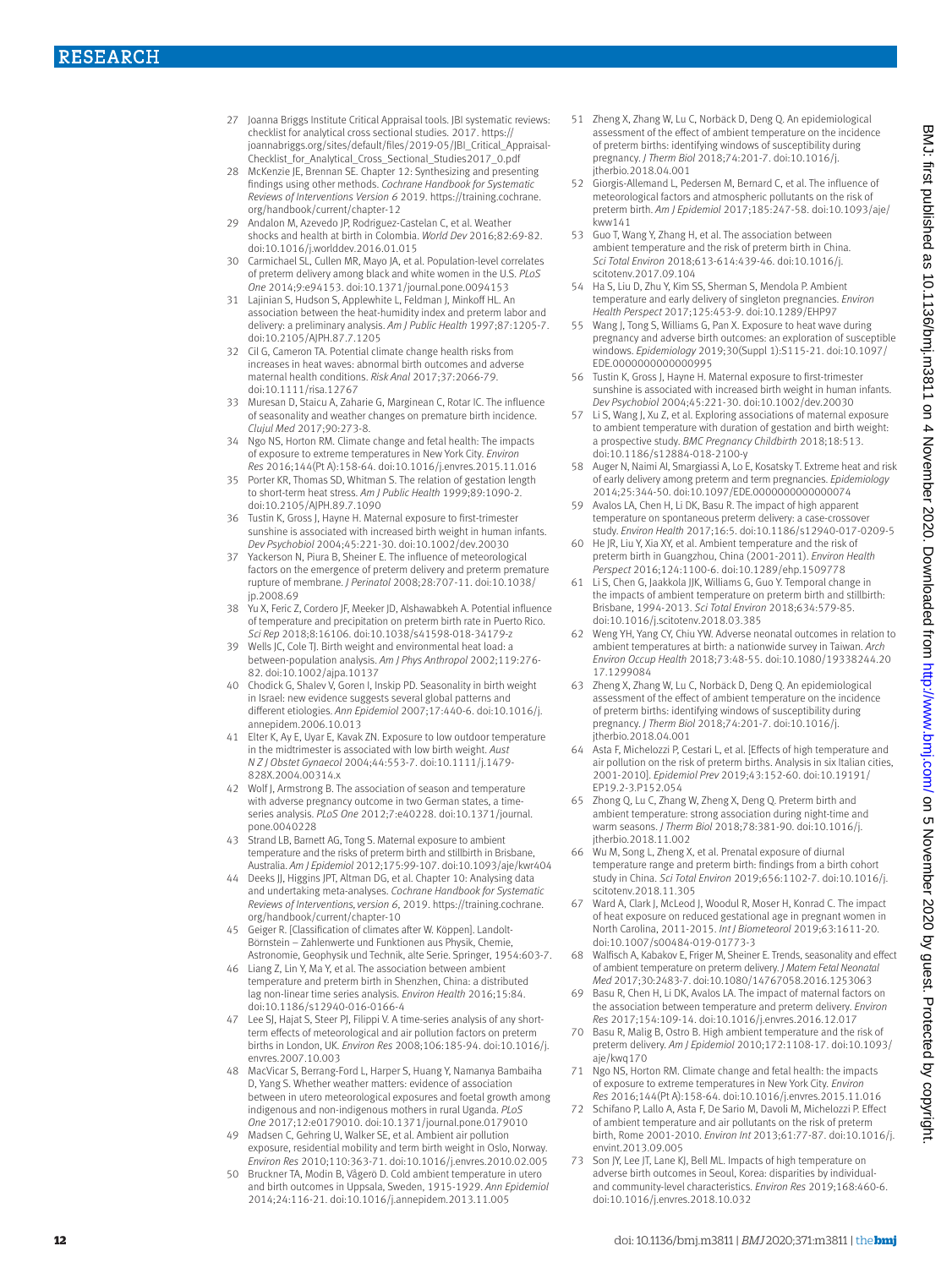27 Joanna Briggs Institute Critical Appraisal tools. JBI systematic reviews: checklist for analytical cross sectional studies. 2017. https://joannabriggs.org/sites/default/files/2019-05/JBI_Critical_Appraisal-Checklist_for_Analytical_Cross_Sectional_Studies2017_0.pdf

28 McKenzie JE, Brennan SE. Chapter 12: Synthesizing and presenting findings using other methods. *Cochrane Handbook for Systematic Reviews of Interventions Version 6* 2019. https://training.cochrane.org/handbook/current/chapter-12

29 Andalon M, Azevedo JP, Rodriguez-Castelan C, et al. Weather shocks and health at birth in Colombia. *World Dev* 2016;82:69-82. doi:10.1016/j.worlddev.2016.01.015

30 Carmichael SL, Cullen MR, Mayo JA, et al. Population-level correlates of preterm delivery among black and white women in the U.S. *PLoS One* 2014;9:e94153. doi:10.1371/journal.pone.0094153

31 Lajinian S, Hudson S, Applewhite L, Feldman J, Minkoff HL. An association between the heat-humidity index and preterm labor and delivery: a preliminary analysis. *Am J Public Health* 1997;87:1205-7. doi:10.2105/AJPH.87.7.1205

32 Cil G, Cameron TA. Potential climate change health risks from increases in heat waves: abnormal birth outcomes and adverse maternal health conditions. *Risk Anal* 2017;37:2066-79. doi:10.1111/risa.12767

33 Muresan D, Staicu A, Zaharie G, Marginean C, Rotar IC. The influence of seasonality and weather changes on premature birth incidence. *Clujul Med* 2017;90:273-8.

34 Ngo NS, Horton RM. Climate change and fetal health: The impacts of exposure to extreme temperatures in New York City. *Environ Res* 2016;144(Pt A):158-64. doi:10.1016/j.envres.2015.11.016

35 Porter KR, Thomas SD, Whitman S. The relation of gestation length to short-term heat stress. *Am J Public Health* 1999;89:1090-2. doi:10.2105/AJPH.89.7.1090

36 Tustin K, Gross J, Hayne H. Maternal exposure to first-trimester sunshine is associated with increased birth weight in human infants. *Dev Psychobiol* 2004;45:221-30. doi:10.1002/dev.20030

37 Yackerson N, Piura B, Sheiner E. The influence of meteorological factors on the emergence of preterm delivery and preterm premature rupture of membrane. *J Perinatol* 2008;28:707-11. doi:10.1038/jp.2008.69

38 Yu X, Feric Z, Cordero JF, Meeker JD, Alshawabkeh A. Potential influence of temperature and precipitation on preterm birth rate in Puerto Rico. *Sci Rep* 2018;8:16106. doi:10.1038/s41598-018-34179-z

39 Wells JC, Cole TJ. Birth weight and environmental heat load: a between-population analysis. *Am J Phys Anthropol* 2002;119:276-82. doi:10.1002/ajpa.10137

40 Chodick G, Shalev V, Goren I, Inskip PD. Seasonality in birth weight in Israel: new evidence suggests several global patterns and different etiologies. *Ann Epidemiol* 2007;17:440-6. doi:10.1016/j.annepidem.2006.10.013

41 Elter K, Ay E, Uyar E, Kavak ZN. Exposure to low outdoor temperature in the midtrimester is associated with low birth weight. *Aust N Z J Obstet Gynaecol* 2004;44:553-7. doi:10.1111/j.1479-828X.2004.00314.x

42 Wolf J, Armstrong B. The association of season and temperature with adverse pregnancy outcome in two German states, a time-series analysis. *PLoS One* 2012;7:e40228. doi:10.1371/journal.pone.0040228

43 Strand LB, Barnett AG, Tong S. Maternal exposure to ambient temperature and the risks of preterm birth and stillbirth in Brisbane, Australia. *Am J Epidemiol* 2012;175:99-107. doi:10.1093/aje/kwr404

44 Deeks JJ, Higgins JPT, Altman DG, et al. Chapter 10: Analysing data and undertaking meta-analyses. *Cochrane Handbook for Systematic Reviews of Interventions, version 6*, 2019. https://training.cochrane.org/handbook/current/chapter-10

45 Geiger R. [Classification of climates after W. Köppen]. Landolt-Börnstein – Zahlenwerte und Funktionen aus Physik, Chemie, Astronomie, Geophysik und Technik, alte Serie. Springer, 1954:603-7.

46 Liang Z, Lin Y, Ma Y, et al. The association between ambient temperature and preterm birth in Shenzhen, China: a distributed lag non-linear time series analysis. *Environ Health* 2016;15:84. doi:10.1186/s12940-016-0166-4

47 Lee SJ, Hajat S, Steer PJ, Filippi V. A time-series analysis of any short-term effects of meteorological and air pollution factors on preterm births in London, UK. *Environ Res* 2008;106:185-94. doi:10.1016/j.envres.2007.10.003

48 MacVicar S, Berrang-Ford L, Harper S, Huang Y, Namanya Bambaiha D, Yang S. Whether weather matters: evidence of association between in utero meteorological exposures and foetal growth among indigenous and non-indigenous mothers in rural Uganda. *PLoS One* 2017;12:e0179010. doi:10.1371/journal.pone.0179010

49 Madsen C, Gehring U, Walker SE, et al. Ambient air pollution exposure, residential mobility and term birth weight in Oslo, Norway. *Environ Res* 2010;110:363-71. doi:10.1016/j.envres.2010.02.005

50 Bruckner TA, Modin B, Vågerö D. Cold ambient temperature in utero and birth outcomes in Uppsala, Sweden, 1915-1929. *Ann Epidemiol* 2014;24:116-21. doi:10.1016/j.annepidem.2013.11.005

51 Zheng X, Zhang W, Lu C, Norbäck D, Deng Q. An epidemiological assessment of the effect of ambient temperature on the incidence of preterm births: identifying windows of susceptibility during pregnancy. *J Therm Biol* 2018;74:201-7. doi:10.1016/j.jtherbio.2018.04.001

52 Giorgis-Allemand L, Pedersen M, Bernard C, et al. The influence of meteorological factors and atmospheric pollutants on the risk of preterm birth. *Am J Epidemiol* 2017;185:247-58. doi:10.1093/aje/kww141

53 Guo T, Wang Y, Zhang H, et al. The association between ambient temperature and the risk of preterm birth in China. *Sci Total Environ* 2018;613-614:439-46. doi:10.1016/j.scitotenv.2017.09.104

54 Ha S, Liu D, Zhu Y, Kim SS, Sherman S, Mendola P. Ambient temperature and early delivery of singleton pregnancies. *Environ Health Perspect* 2017;125:453-9. doi:10.1289/EHP97

55 Wang J, Tong S, Williams G, Pan X. Exposure to heat wave during pregnancy and adverse birth outcomes: an exploration of susceptible windows. *Epidemiology* 2019;30(Suppl 1):S115-21. doi:10.1097/EDE.0000000000000995

56 Tustin K, Gross J, Hayne H. Maternal exposure to first-trimester sunshine is associated with increased birth weight in human infants. *Dev Psychobiol* 2004;45:221-30. doi:10.1002/dev.20030

57 Li S, Wang J, Xu Z, et al. Exploring associations of maternal exposure to ambient temperature with duration of gestation and birth weight: a prospective study. *BMC Pregnancy Childbirth* 2018;18:513. doi:10.1186/s12884-018-2100-y

58 Auger N, Naimi AI, Smargiassi A, Lo E, Kosatsky T. Extreme heat and risk of early delivery among preterm and term pregnancies. *Epidemiology* 2014;25:344-50. doi:10.1097/EDE.0000000000000074

59 Avalos LA, Chen H, Li DK, Basu R. The impact of high apparent temperature on spontaneous preterm delivery: a case-crossover study. *Environ Health* 2017;16:5. doi:10.1186/s12940-017-0209-5

60 He JR, Liu Y, Xia XY, et al. Ambient temperature and the risk of preterm birth in Guangzhou, China (2001-2011). *Environ Health Perspect* 2016;124:1100-6. doi:10.1289/ehp.1509778

61 Li S, Chen G, Jaakkola JJK, Williams G, Guo Y. Temporal change in the impacts of ambient temperature on preterm birth and stillbirth: Brisbane, 1994-2013. *Sci Total Environ* 2018;634:579-85. doi:10.1016/j.scitotenv.2018.03.385

62 Weng YH, Yang CY, Chiu YW. Adverse neonatal outcomes in relation to ambient temperatures at birth: a nationwide survey in Taiwan. *Arch Environ Occup Health* 2018;73:48-55. doi:10.1080/19338244.2017.1299084

63 Zheng X, Zhang W, Lu C, Norbäck D, Deng Q. An epidemiological assessment of the effect of ambient temperature on the incidence of preterm births: identifying windows of susceptibility during pregnancy. *J Therm Biol* 2018;74:201-7. doi:10.1016/j.jtherbio.2018.04.001

64 Asta F, Michelozzi P, Cestari L, et al. [Effects of high temperature and air pollution on the risk of preterm births. Analysis in six Italian cities, 2001-2010]. *Epidemiol Prev* 2019;43:152-60. doi:10.19191/EP19.2-3.P152.054

65 Zhong Q, Lu C, Zhang W, Zheng X, Deng Q. Preterm birth and ambient temperature: strong association during night-time and warm seasons. *J Therm Biol* 2018;78:381-90. doi:10.1016/j.jtherbio.2018.11.002

66 Wu M, Song L, Zheng X, et al. Prenatal exposure of diurnal temperature range and preterm birth: findings from a birth cohort study in China. *Sci Total Environ* 2019;656:1102-7. doi:10.1016/j.scitotenv.2018.11.305

67 Ward A, Clark J, McLeod J, Woodul R, Moser H, Konrad C. The impact of heat exposure on reduced gestational age in pregnant women in North Carolina, 2011-2015. *Int J Biometeorol* 2019;63:1611-20. doi:10.1007/s00484-019-01773-3

68 Walfisch A, Kabakov E, Friger M, Sheiner E. Trends, seasonality and effect of ambient temperature on preterm delivery. *J Matern Fetal Neonatal Med* 2017;30:2483-7. doi:10.1080/14767058.2016.1253063

69 Basu R, Chen H, Li DK, Avalos LA. The impact of maternal factors on the association between temperature and preterm delivery. *Environ Res* 2017;154:109-14. doi:10.1016/j.envres.2016.12.017

70 Basu R, Malig B, Ostro B. High ambient temperature and the risk of preterm delivery. *Am J Epidemiol* 2010;172:1108-17. doi:10.1093/aje/kwq170

71 Ngo NS, Horton RM. Climate change and fetal health: the impacts of exposure to extreme temperatures in New York City. *Environ Res* 2016;144(Pt A):158-64. doi:10.1016/j.envres.2015.11.016

72 Schifano P, Lallo A, Asta F, De Sario M, Davoli M, Michelozzi P. Effect of ambient temperature and air pollutants on the risk of preterm birth, Rome 2001-2010. *Environ Int* 2013;61:77-87. doi:10.1016/j.envint.2013.09.005

73 Son JY, Lee JT, Lane KJ, Bell ML. Impacts of high temperature on adverse birth outcomes in Seoul, Korea: disparities by individual- and community-level characteristics. *Environ Res* 2019;168:460-6. doi:10.1016/j.envres.2018.10.032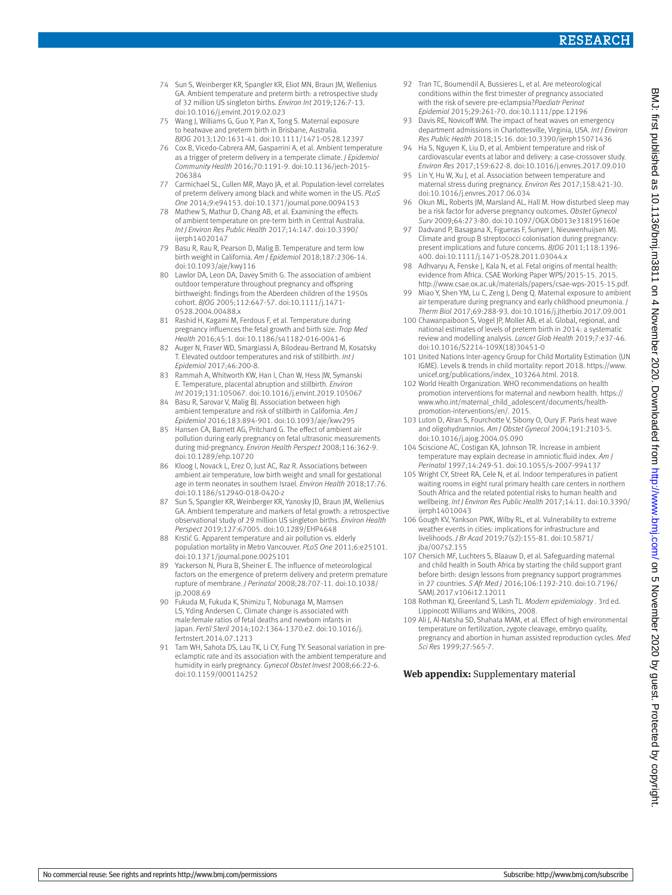74 Sun S, Weinberger KR, Spangler KR, Eliot MN, Braun JM, Wellenius GA. Ambient temperature and preterm birth: a retrospective study of 32 million US singleton births. *Environ Int* 2019;126:7-13. doi:10.1016/j.envint.2019.02.023

75 Wang J, Williams G, Guo Y, Pan X, Tong S. Maternal exposure to heatwave and preterm birth in Brisbane, Australia. *BJOG* 2013;120:1631-41. doi:10.1111/1471-0528.12397

76 Cox B, Vicedo-Cabrera AM, Gasparrini A, et al. Ambient temperature as a trigger of preterm delivery in a temperate climate. *J Epidemiol Community Health* 2016;70:1191-9. doi:10.1136/jech-2015-206384

77 Carmichael SL, Cullen MR, Mayo JA, et al. Population-level correlates of preterm delivery among black and white women in the US. *PLoS One* 2014;9:e94153. doi:10.1371/journal.pone.0094153

78 Mathew S, Mathur D, Chang AB, et al. Examining the effects of ambient temperature on pre-term birth in Central Australia. *Int J Environ Res Public Health* 2017;14:147. doi:10.3390/ijerph14020147

79 Basu R, Rau R, Pearson D, Malig B. Temperature and term low birth weight in California. *Am J Epidemiol* 2018;187:2306-14. doi:10.1093/aje/kwy116

80 Lawlor DA, Leon DA, Davey Smith G. The association of ambient outdoor temperature throughout pregnancy and offspring birthweight: findings from the Aberdeen children of the 1950s cohort. *BJOG* 2005;112:647-57. doi:10.1111/j.1471-0528.2004.00488.x

81 Rashid H, Kagami M, Ferdous F, et al. Temperature during pregnancy influences the fetal growth and birth size. *Trop Med Health* 2016;45:1. doi:10.1186/s41182-016-0041-6

82 Auger N, Fraser WD, Smargiassi A, Bilodeau-Bertrand M, Kosatsky T. Elevated outdoor temperatures and risk of stillbirth. *Int J Epidemiol* 2017;46:200-8.

83 Rammah A, Whitworth KW, Han I, Chan W, Hess JW, Symanski E. Temperature, placental abruption and stillbirth. *Environ Int* 2019;131:105067. doi:10.1016/j.envint.2019.105067

84 Basu R, Sarovar V, Malig BJ. Association between high ambient temperature and risk of stillbirth in California. *Am J Epidemiol* 2016;183:894-901. doi:10.1093/aje/kwv295

85 Hansen CA, Barnett AG, Pritchard G. The effect of ambient air pollution during early pregnancy on fetal ultrasonic measurements during mid-pregnancy. *Environ Health Perspect* 2008;116:362-9. doi:10.1289/ehp.10720

86 Kloog I, Novack L, Erez O, Just AC, Raz R. Associations between ambient air temperature, low birth weight and small for gestational age in term neonates in southern Israel. *Environ Health* 2018;17:76. doi:10.1186/s12940-018-0420-z

87 Sun S, Spangler KR, Weinberger KR, Yanosky JD, Braun JM, Wellenius GA. Ambient temperature and markers of fetal growth: a retrospective observational study of 29 million US singleton births. *Environ Health Perspect* 2019;127:67005. doi:10.1289/EHP4648

88 Krstić G. Apparent temperature and air pollution vs. elderly population mortality in Metro Vancouver. *PLoS One* 2011;6:e25101. doi:10.1371/journal.pone.0025101

89 Yackerson N, Piura B, Sheiner E. The influence of meteorological factors on the emergence of preterm delivery and preterm premature rupture of membrane. *J Perinatol* 2008;28:707-11. doi:10.1038/jp.2008.69

90 Fukuda M, Fukuda K, Shimizu T, Nobunaga M, Mamsen LS, Yding Andersen C. Climate change is associated with male:female ratios of fetal deaths and newborn infants in Japan. *Fertil Steril* 2014;102:1364-1370.e2. doi:10.1016/j.fertnstert.2014.07.1213

91 Tam WH, Sahota DS, Lau TK, Li CY, Fung TY. Seasonal variation in pre-eclamptic rate and its association with the ambient temperature and humidity in early pregnancy. *Gynecol Obstet Invest* 2008;66:22-6. doi:10.1159/000114252

92 Tran TC, Boumendil A, Bussieres L, et al. Are meteorological conditions within the first trimester of pregnancy associated with the risk of severe pre-eclampsia?*Paediatr Perinat Epidemiol* 2015;29:261-70. doi:10.1111/ppe.12196

93 Davis RE, Novicoff WM. The impact of heat waves on emergency department admissions in Charlottesville, Virginia, USA. *Int J Environ Res Public Health* 2018;15:16. doi:10.3390/ijerph15071436

94 Ha S, Nguyen K, Liu D, et al. Ambient temperature and risk of cardiovascular events at labor and delivery: a case-crossover study. *Environ Res* 2017;159:622-8. doi:10.1016/j.envres.2017.09.010

95 Lin Y, Hu W, Xu J, et al. Association between temperature and maternal stress during pregnancy. *Environ Res* 2017;158:421-30. doi:10.1016/j.envres.2017.06.034

96 Okun ML, Roberts JM, Marsland AL, Hall M. How disturbed sleep may be a risk factor for adverse pregnancy outcomes. *Obstet Gynecol Surv* 2009;64:273-80. doi:10.1097/OGX.0b013e318195160e

97 Dadvand P, Basagana X, Figueras F, Sunyer J, Nieuwenhuijsen MJ. Climate and group B streptococci colonisation during pregnancy: present implications and future concerns. *BJOG* 2011;118:1396-400. doi:10.1111/j.1471-0528.2011.03044.x

98 Adhvaryu A, Fenske J, Kala N, et al. Fetal origins of mental health: evidence from Africa. CSAE Working Paper WPS/2015-15. 2015. http://www.csae.ox.ac.uk/materials/papers/csae-wps-2015-15.pdf.

99 Miao Y, Shen YM, Lu C, Zeng J, Deng Q. Maternal exposure to ambient air temperature during pregnancy and early childhood pneumonia. *J Therm Biol* 2017;69:288-93. doi:10.1016/j.jtherbio.2017.09.001

100 Chawanpaiboon S, Vogel JP, Moller AB, et al. Global, regional, and national estimates of levels of preterm birth in 2014: a systematic review and modelling analysis. *Lancet Glob Health* 2019;7:e37-46. doi:10.1016/S2214-109X(18)30451-0

101 United Nations Inter-agency Group for Child Mortality Estimation (UN IGME). Levels & trends in child mortality: report 2018. https://www.unicef.org/publications/index_103264.html. 2018.

102 World Health Organization. WHO recommendations on health promotion interventions for maternal and newborn health. https://www.who.int/maternal_child_adolescent/documents/health-promotion-interventions/en/. 2015.

103 Luton D, Alran S, Fourchotte V, Sibony O, Oury JF. Paris heat wave and oligohydramnios. *Am J Obstet Gynecol* 2004;191:2103-5. doi:10.1016/j.ajog.2004.05.090

104 Sciscione AC, Costigan KA, Johnson TR. Increase in ambient temperature may explain decrease in amniotic fluid index. *Am J Perinatol* 1997;14:249-51. doi:10.1055/s-2007-994137

105 Wright CY, Street RA, Cele N, et al. Indoor temperatures in patient waiting rooms in eight rural primary health care centers in northern South Africa and the related potential risks to human health and wellbeing. *Int J Environ Res Public Health* 2017;14:11. doi:10.3390/ijerph14010043

106 Gough KV, Yankson PWK, Wilby RL, et al. Vulnerability to extreme weather events in cities: implications for infrastructure and livelihoods. *J Br Acad* 2019;7(s2):155-81. doi:10.5871/jba/007s2.155

107 Chersich MF, Luchters S, Blaauw D, et al. Safeguarding maternal and child health in South Africa by starting the child support grant before birth: design lessons from pregnancy support programmes in 27 countries. *S Afr Med J* 2016;106:1192-210. doi:10.7196/SAMJ.2017.v106i12.12011

108 Rothman KJ, Greenland S, Lash TL. *Modern epidemiology* . 3rd ed. Lippincott Williams and Wilkins, 2008.

109 Ali J, Al-Natsha SD, Shahata MAM, et al. Effect of high environmental temperature on fertilization, zygote cleavage, embryo quality, pregnancy and abortion in human assisted reproduction cycles. *Med Sci Res* 1999;27:565-7.

**Web appendix:** Supplementary material